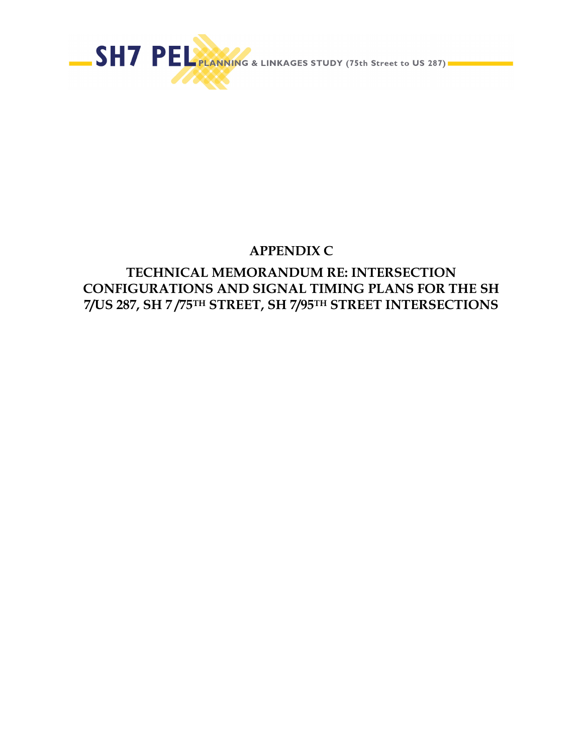# APPENDIX C

## TECHNICAL MEMORANDUM RE: INTERSECTION CONFIGURATIONS AND SIGNAL TIMING PLANS FOR THE SH 7/US 287, SH 7 /75TH STREET, SH 7/95TH STREET INTERSECTIONS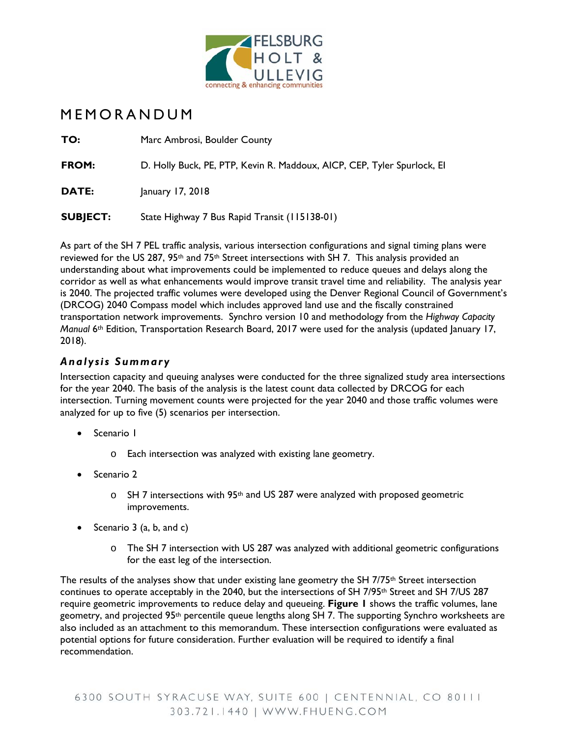# MEMORANDUM

**TO:** Marc Ambrosi, Boulder County

**FROM:** D. Holly Buck, PE, PTP, Kevin R. Maddoux, AICP, CEP, Tyler Spurlock, EI

**DATE:** January 17, 2018

**SUBJECT:** State Highway 7 Bus Rapid Transit (115138-01)

As part of the SH 7 PEL traffic analysis, various intersection configurations and signal timing plans were reviewed for the US 287, 95th and 75th Street intersections with SH 7. This analysis provided an understanding about what improvements could be implemented to reduce queues and delays along the corridor as well as what enhancements would improve transit travel time and reliability. The analysis year is 2040. The projected traffic volumes were developed using the Denver Regional Council of Government's (DRCOG) 2040 Compass model which includes approved land use and the fiscally constrained transportation network improvements. Synchro version 10 and methodology from the *Highway Capacity Manual* 6th Edition, Transportation Research Board, 2017 were used for the analysis (updated January 17, 2018).

## *Analysis Summary*

Intersection capacity and queuing analyses were conducted for the three signalized study area intersections for the year 2040. The basis of the analysis is the latest count data collected by DRCOG for each intersection. Turning movement counts were projected for the year 2040 and those traffic volumes were analyzed for up to five (5) scenarios per intersection.

- Scenario 1
  - Each intersection was analyzed with existing lane geometry.
- Scenario 2
  - SH 7 intersections with 95th and US 287 were analyzed with proposed geometric improvements.
- Scenario 3 (a, b, and c)
  - The SH 7 intersection with US 287 was analyzed with additional geometric configurations for the east leg of the intersection.

The results of the analyses show that under existing lane geometry the SH 7/75th Street intersection continues to operate acceptably in the 2040, but the intersections of SH 7/95th Street and SH 7/US 287 require geometric improvements to reduce delay and queueing. **Figure 1** shows the traffic volumes, lane geometry, and projected 95th percentile queue lengths along SH 7. The supporting Synchro worksheets are also included as an attachment to this memorandum. These intersection configurations were evaluated as potential options for future consideration. Further evaluation will be required to identify a final recommendation.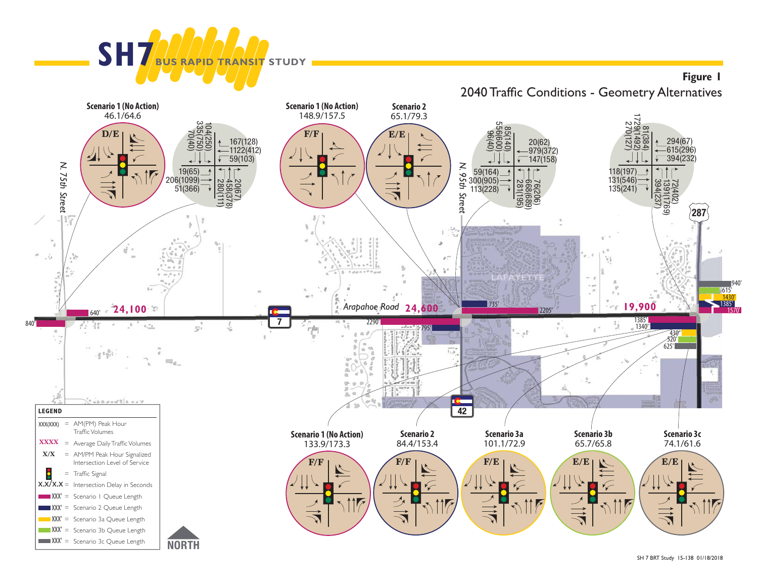# SH7 BUS RAPID TRANSIT STUDY

**Figure 1**

2040 Traffic Conditions - Geometry Alternatives

**N. 75th Street**

**Scenario 1 (No Action)**
46.1/64.6
D/E

| Movement | AM(PM) |
|---|---|
| SB | 104(250), 335(750), 70(40) |
| WB | 167(128), 1122(412), 59(103) |
| EB | 19(65), 206(1099), 51(366) |
| NB | 20(67), 458(378), 280(111) |

Queue lengths: 640', 840'

**24,100**

7

*Arapahoe Road* **24,600**

**N. 95th Street**

**Scenario 1 (No Action)**
148.9/157.5
F/F

**Scenario 2**
65.1/79.3
E/E

| Movement | AM(PM) |
|---|---|
| SB | 85(140), 556(600), 96(40) |
| WB | 20(62), 979(372), 147(158) |
| EB | 59(164), 300(905), 113(228) |
| NB | 76(206), 668(689), 281(195) |

Queue lengths: 735', 2205', 2290', 795'

LAFAYETTE

42

**US 287**

| Movement | AM(PM) |
|---|---|
| SB | 81(384), 1729(1492), 270(127) |
| WB | 294(67), 615(296), 394(232) |
| EB | 118(197), 131(546), 135(241) |
| NB | 72(402), 1391(1769), 394(237) |

**19,900**

Queue lengths: 940', 615', 1430', 1385', 1570', 1385', 1340', 430', 520', 625'

**Scenario 1 (No Action)**
133.9/173.3
F/F

**Scenario 2**
84.4/153.4
F/F

**Scenario 3a**
101.1/72.9
F/E

**Scenario 3b**
65.7/65.8
E/E

**Scenario 3c**
74.1/61.6
E/E

**LEGEND**

- XXX(XXX) = AM(PM) Peak Hour Traffic Volumes
- XXXX = Average Daily Traffic Volumes
- X/X = AM/PM Peak Hour Signalized Intersection Level of Service
- = Traffic Signal
- X.X/X.X = Intersection Delay in Seconds
- XXX' = Scenario 1 Queue Length
- XXX' = Scenario 2 Queue Length
- XXX' = Scenario 3a Queue Length
- XXX' = Scenario 3b Queue Length
- XXX' = Scenario 3c Queue Length

NORTH

SH 7 BRT Study 15-138 01/18/2018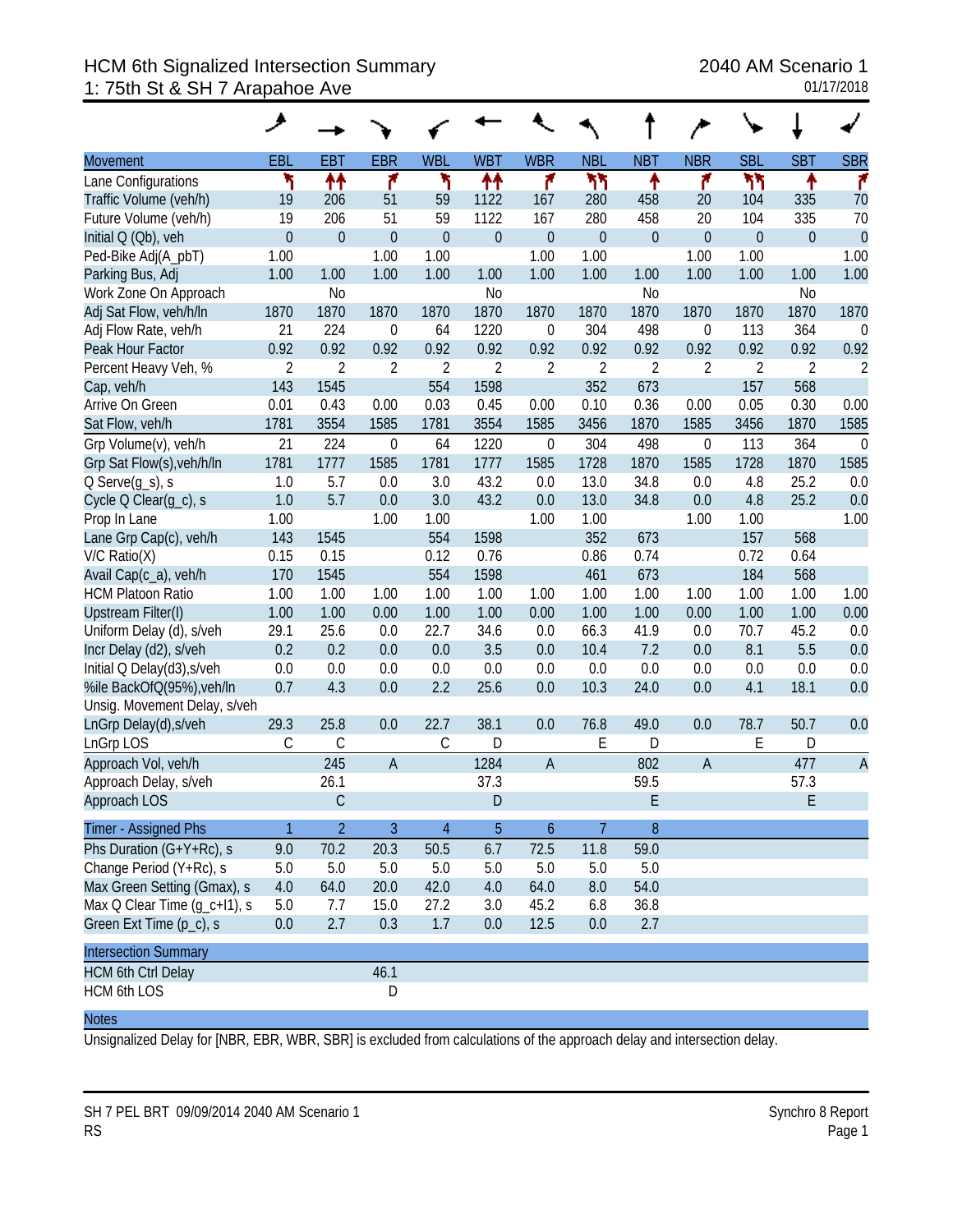# HCM 6th Signalized Intersection Summary

## 1: 75th St & SH 7 Arapahoe Ave

2040 AM Scenario 1

01/17/2018

| Movement | EBL | EBT | EBR | WBL | WBT | WBR | NBL | NBT | NBR | SBL | SBT | SBR |
|---|---|---|---|---|---|---|---|---|---|---|---|---|
| Lane Configurations | | | | | | | | | | | | |
| Traffic Volume (veh/h) | 19 | 206 | 51 | 59 | 1122 | 167 | 280 | 458 | 20 | 104 | 335 | 70 |
| Future Volume (veh/h) | 19 | 206 | 51 | 59 | 1122 | 167 | 280 | 458 | 20 | 104 | 335 | 70 |
| Initial Q (Qb), veh | 0 | 0 | 0 | 0 | 0 | 0 | 0 | 0 | 0 | 0 | 0 | 0 |
| Ped-Bike Adj(A_pbT) | 1.00 | | 1.00 | 1.00 | | 1.00 | 1.00 | | 1.00 | 1.00 | | 1.00 |
| Parking Bus, Adj | 1.00 | 1.00 | 1.00 | 1.00 | 1.00 | 1.00 | 1.00 | 1.00 | 1.00 | 1.00 | 1.00 | 1.00 |
| Work Zone On Approach | | No | | | No | | | No | | | No | |
| Adj Sat Flow, veh/h/ln | 1870 | 1870 | 1870 | 1870 | 1870 | 1870 | 1870 | 1870 | 1870 | 1870 | 1870 | 1870 |
| Adj Flow Rate, veh/h | 21 | 224 | 0 | 64 | 1220 | 0 | 304 | 498 | 0 | 113 | 364 | 0 |
| Peak Hour Factor | 0.92 | 0.92 | 0.92 | 0.92 | 0.92 | 0.92 | 0.92 | 0.92 | 0.92 | 0.92 | 0.92 | 0.92 |
| Percent Heavy Veh, % | 2 | 2 | 2 | 2 | 2 | 2 | 2 | 2 | 2 | 2 | 2 | 2 |
| Cap, veh/h | 143 | 1545 | | 554 | 1598 | | 352 | 673 | | 157 | 568 | |
| Arrive On Green | 0.01 | 0.43 | 0.00 | 0.03 | 0.45 | 0.00 | 0.10 | 0.36 | 0.00 | 0.05 | 0.30 | 0.00 |
| Sat Flow, veh/h | 1781 | 3554 | 1585 | 1781 | 3554 | 1585 | 3456 | 1870 | 1585 | 3456 | 1870 | 1585 |
| Grp Volume(v), veh/h | 21 | 224 | 0 | 64 | 1220 | 0 | 304 | 498 | 0 | 113 | 364 | 0 |
| Grp Sat Flow(s),veh/h/ln | 1781 | 1777 | 1585 | 1781 | 1777 | 1585 | 1728 | 1870 | 1585 | 1728 | 1870 | 1585 |
| Q Serve(g_s), s | 1.0 | 5.7 | 0.0 | 3.0 | 43.2 | 0.0 | 13.0 | 34.8 | 0.0 | 4.8 | 25.2 | 0.0 |
| Cycle Q Clear(g_c), s | 1.0 | 5.7 | 0.0 | 3.0 | 43.2 | 0.0 | 13.0 | 34.8 | 0.0 | 4.8 | 25.2 | 0.0 |
| Prop In Lane | 1.00 | | 1.00 | 1.00 | | 1.00 | 1.00 | | 1.00 | 1.00 | | 1.00 |
| Lane Grp Cap(c), veh/h | 143 | 1545 | | 554 | 1598 | | 352 | 673 | | 157 | 568 | |
| V/C Ratio(X) | 0.15 | 0.15 | | 0.12 | 0.76 | | 0.86 | 0.74 | | 0.72 | 0.64 | |
| Avail Cap(c_a), veh/h | 170 | 1545 | | 554 | 1598 | | 461 | 673 | | 184 | 568 | |
| HCM Platoon Ratio | 1.00 | 1.00 | 1.00 | 1.00 | 1.00 | 1.00 | 1.00 | 1.00 | 1.00 | 1.00 | 1.00 | 1.00 |
| Upstream Filter(I) | 1.00 | 1.00 | 0.00 | 1.00 | 1.00 | 0.00 | 1.00 | 1.00 | 0.00 | 1.00 | 1.00 | 0.00 |
| Uniform Delay (d), s/veh | 29.1 | 25.6 | 0.0 | 22.7 | 34.6 | 0.0 | 66.3 | 41.9 | 0.0 | 70.7 | 45.2 | 0.0 |
| Incr Delay (d2), s/veh | 0.2 | 0.2 | 0.0 | 0.0 | 3.5 | 0.0 | 10.4 | 7.2 | 0.0 | 8.1 | 5.5 | 0.0 |
| Initial Q Delay(d3),s/veh | 0.0 | 0.0 | 0.0 | 0.0 | 0.0 | 0.0 | 0.0 | 0.0 | 0.0 | 0.0 | 0.0 | 0.0 |
| %ile BackOfQ(95%),veh/ln | 0.7 | 4.3 | 0.0 | 2.2 | 25.6 | 0.0 | 10.3 | 24.0 | 0.0 | 4.1 | 18.1 | 0.0 |
| Unsig. Movement Delay, s/veh | | | | | | | | | | | | |
| LnGrp Delay(d),s/veh | 29.3 | 25.8 | 0.0 | 22.7 | 38.1 | 0.0 | 76.8 | 49.0 | 0.0 | 78.7 | 50.7 | 0.0 |
| LnGrp LOS | C | C | | C | D | | E | D | | E | D | |
| Approach Vol, veh/h | | 245 | A | | 1284 | A | | 802 | A | | 477 | A |
| Approach Delay, s/veh | | 26.1 | | | 37.3 | | | 59.5 | | | 57.3 | |
| Approach LOS | | C | | | D | | | E | | | E | |

| Timer - Assigned Phs | 1 | 2 | 3 | 4 | 5 | 6 | 7 | 8 |
|---|---|---|---|---|---|---|---|---|
| Phs Duration (G+Y+Rc), s | 9.0 | 70.2 | 20.3 | 50.5 | 6.7 | 72.5 | 11.8 | 59.0 |
| Change Period (Y+Rc), s | 5.0 | 5.0 | 5.0 | 5.0 | 5.0 | 5.0 | 5.0 | 5.0 |
| Max Green Setting (Gmax), s | 4.0 | 64.0 | 20.0 | 42.0 | 4.0 | 64.0 | 8.0 | 54.0 |
| Max Q Clear Time (g_c+I1), s | 5.0 | 7.7 | 15.0 | 27.2 | 3.0 | 45.2 | 6.8 | 36.8 |
| Green Ext Time (p_c), s | 0.0 | 2.7 | 0.3 | 1.7 | 0.0 | 12.5 | 0.0 | 2.7 |

| Intersection Summary | |
|---|---|
| HCM 6th Ctrl Delay | 46.1 |
| HCM 6th LOS | D |

**Notes**

Unsignalized Delay for [NBR, EBR, WBR, SBR] is excluded from calculations of the approach delay and intersection delay.

SH 7 PEL BRT 09/09/2014 2040 AM Scenario 1 — Synchro 8 Report

RS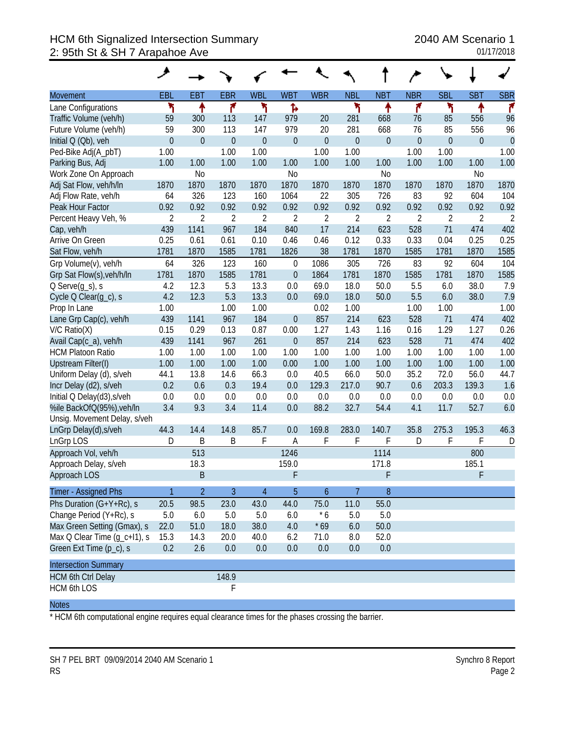# HCM 6th Signalized Intersection Summary

## 2: 95th St & SH 7 Arapahoe Ave

2040 AM Scenario 1
01/17/2018

| Movement | EBL | EBT | EBR | WBL | WBT | WBR | NBL | NBT | NBR | SBL | SBT | SBR |
|---|---|---|---|---|---|---|---|---|---|---|---|---|
| Lane Configurations | | | | | | | | | | | | |
| Traffic Volume (veh/h) | 59 | 300 | 113 | 147 | 979 | 20 | 281 | 668 | 76 | 85 | 556 | 96 |
| Future Volume (veh/h) | 59 | 300 | 113 | 147 | 979 | 20 | 281 | 668 | 76 | 85 | 556 | 96 |
| Initial Q (Qb), veh | 0 | 0 | 0 | 0 | 0 | 0 | 0 | 0 | 0 | 0 | 0 | 0 |
| Ped-Bike Adj(A_pbT) | 1.00 | | 1.00 | 1.00 | | 1.00 | 1.00 | | 1.00 | 1.00 | | 1.00 |
| Parking Bus, Adj | 1.00 | 1.00 | 1.00 | 1.00 | 1.00 | 1.00 | 1.00 | 1.00 | 1.00 | 1.00 | 1.00 | 1.00 |
| Work Zone On Approach | | No | | | No | | | No | | | No | |
| Adj Sat Flow, veh/h/ln | 1870 | 1870 | 1870 | 1870 | 1870 | 1870 | 1870 | 1870 | 1870 | 1870 | 1870 | 1870 |
| Adj Flow Rate, veh/h | 64 | 326 | 123 | 160 | 1064 | 22 | 305 | 726 | 83 | 92 | 604 | 104 |
| Peak Hour Factor | 0.92 | 0.92 | 0.92 | 0.92 | 0.92 | 0.92 | 0.92 | 0.92 | 0.92 | 0.92 | 0.92 | 0.92 |
| Percent Heavy Veh, % | 2 | 2 | 2 | 2 | 2 | 2 | 2 | 2 | 2 | 2 | 2 | 2 |
| Cap, veh/h | 439 | 1141 | 967 | 184 | 840 | 17 | 214 | 623 | 528 | 71 | 474 | 402 |
| Arrive On Green | 0.25 | 0.61 | 0.61 | 0.10 | 0.46 | 0.46 | 0.12 | 0.33 | 0.33 | 0.04 | 0.25 | 0.25 |
| Sat Flow, veh/h | 1781 | 1870 | 1585 | 1781 | 1826 | 38 | 1781 | 1870 | 1585 | 1781 | 1870 | 1585 |
| Grp Volume(v), veh/h | 64 | 326 | 123 | 160 | 0 | 1086 | 305 | 726 | 83 | 92 | 604 | 104 |
| Grp Sat Flow(s),veh/h/ln | 1781 | 1870 | 1585 | 1781 | 0 | 1864 | 1781 | 1870 | 1585 | 1781 | 1870 | 1585 |
| Q Serve(g_s), s | 4.2 | 12.3 | 5.3 | 13.3 | 0.0 | 69.0 | 18.0 | 50.0 | 5.5 | 6.0 | 38.0 | 7.9 |
| Cycle Q Clear(g_c), s | 4.2 | 12.3 | 5.3 | 13.3 | 0.0 | 69.0 | 18.0 | 50.0 | 5.5 | 6.0 | 38.0 | 7.9 |
| Prop In Lane | 1.00 | | 1.00 | 1.00 | | 0.02 | 1.00 | | 1.00 | 1.00 | | 1.00 |
| Lane Grp Cap(c), veh/h | 439 | 1141 | 967 | 184 | 0 | 857 | 214 | 623 | 528 | 71 | 474 | 402 |
| V/C Ratio(X) | 0.15 | 0.29 | 0.13 | 0.87 | 0.00 | 1.27 | 1.43 | 1.16 | 0.16 | 1.29 | 1.27 | 0.26 |
| Avail Cap(c_a), veh/h | 439 | 1141 | 967 | 261 | 0 | 857 | 214 | 623 | 528 | 71 | 474 | 402 |
| HCM Platoon Ratio | 1.00 | 1.00 | 1.00 | 1.00 | 1.00 | 1.00 | 1.00 | 1.00 | 1.00 | 1.00 | 1.00 | 1.00 |
| Upstream Filter(I) | 1.00 | 1.00 | 1.00 | 1.00 | 0.00 | 1.00 | 1.00 | 1.00 | 1.00 | 1.00 | 1.00 | 1.00 |
| Uniform Delay (d), s/veh | 44.1 | 13.8 | 14.6 | 66.3 | 0.0 | 40.5 | 66.0 | 50.0 | 35.2 | 72.0 | 56.0 | 44.7 |
| Incr Delay (d2), s/veh | 0.2 | 0.6 | 0.3 | 19.4 | 0.0 | 129.3 | 217.0 | 90.7 | 0.6 | 203.3 | 139.3 | 1.6 |
| Initial Q Delay(d3),s/veh | 0.0 | 0.0 | 0.0 | 0.0 | 0.0 | 0.0 | 0.0 | 0.0 | 0.0 | 0.0 | 0.0 | 0.0 |
| %ile BackOfQ(95%),veh/ln | 3.4 | 9.3 | 3.4 | 11.4 | 0.0 | 88.2 | 32.7 | 54.4 | 4.1 | 11.7 | 52.7 | 6.0 |
| Unsig. Movement Delay, s/veh | | | | | | | | | | | | |
| LnGrp Delay(d),s/veh | 44.3 | 14.4 | 14.8 | 85.7 | 0.0 | 169.8 | 283.0 | 140.7 | 35.8 | 275.3 | 195.3 | 46.3 |
| LnGrp LOS | D | B | B | F | A | F | F | F | D | F | F | D |
| Approach Vol, veh/h | | 513 | | | 1246 | | | 1114 | | | 800 | |
| Approach Delay, s/veh | | 18.3 | | | 159.0 | | | 171.8 | | | 185.1 | |
| Approach LOS | | B | | | F | | | F | | | F | |

| Timer - Assigned Phs | 1 | 2 | 3 | 4 | 5 | 6 | 7 | 8 |
|---|---|---|---|---|---|---|---|---|
| Phs Duration (G+Y+Rc), s | 20.5 | 98.5 | 23.0 | 43.0 | 44.0 | 75.0 | 11.0 | 55.0 |
| Change Period (Y+Rc), s | 5.0 | 6.0 | 5.0 | 5.0 | 6.0 | * 6 | 5.0 | 5.0 |
| Max Green Setting (Gmax), s | 22.0 | 51.0 | 18.0 | 38.0 | 4.0 | * 69 | 6.0 | 50.0 |
| Max Q Clear Time (g_c+I1), s | 15.3 | 14.3 | 20.0 | 40.0 | 6.2 | 71.0 | 8.0 | 52.0 |
| Green Ext Time (p_c), s | 0.2 | 2.6 | 0.0 | 0.0 | 0.0 | 0.0 | 0.0 | 0.0 |

| Intersection Summary | |
|---|---|
| HCM 6th Ctrl Delay | 148.9 |
| HCM 6th LOS | F |

**Notes**

* HCM 6th computational engine requires equal clearance times for the phases crossing the barrier.

SH 7 PEL BRT 09/09/2014 2040 AM Scenario 1
RS

Synchro 8 Report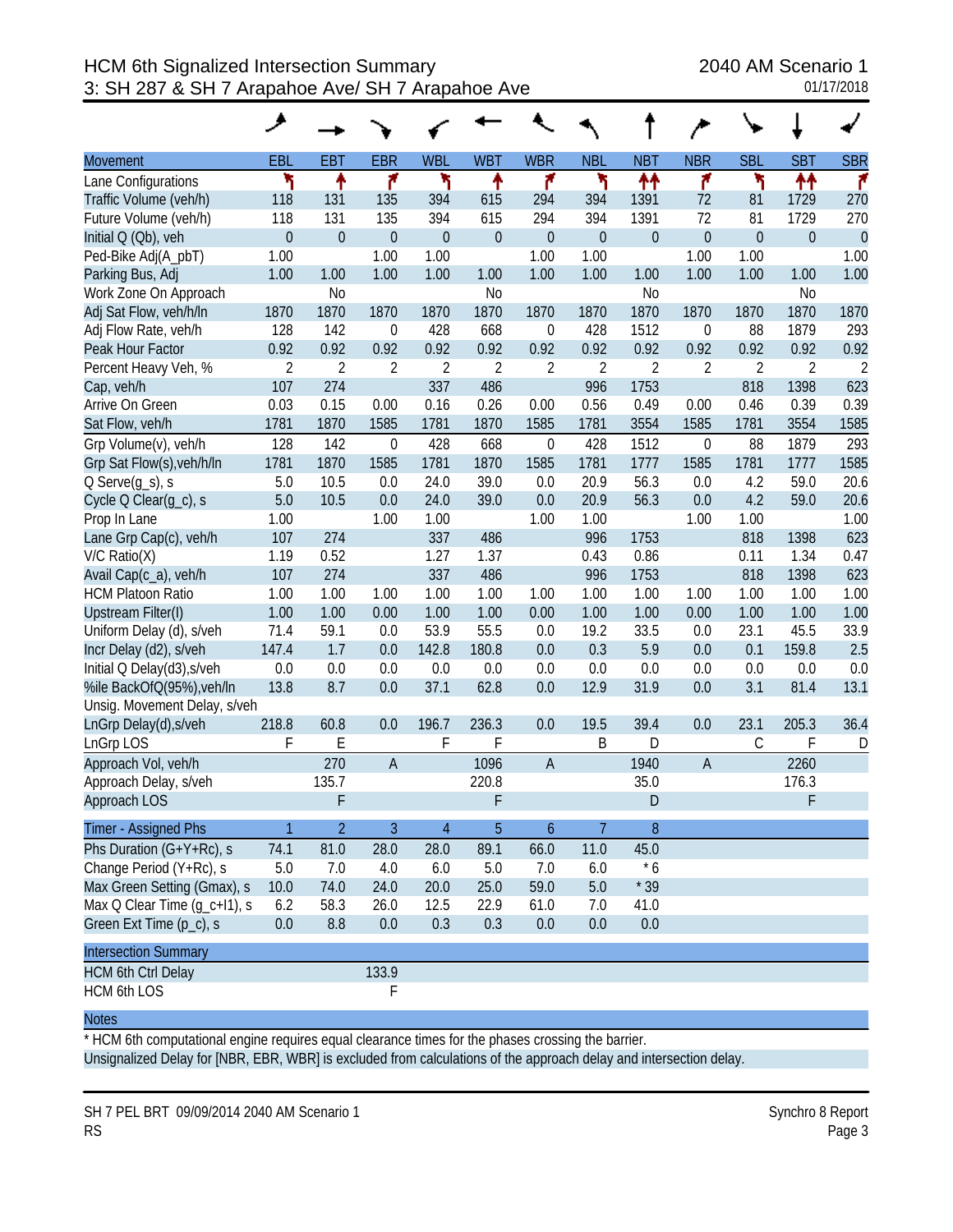# HCM 6th Signalized Intersection Summary

## 3: SH 287 & SH 7 Arapahoe Ave/ SH 7 Arapahoe Ave

2040 AM Scenario 1

01/17/2018

| Movement | EBL | EBT | EBR | WBL | WBT | WBR | NBL | NBT | NBR | SBL | SBT | SBR |
|---|---|---|---|---|---|---|---|---|---|---|---|---|
| Lane Configurations | | | | | | | | | | | | |
| Traffic Volume (veh/h) | 118 | 131 | 135 | 394 | 615 | 294 | 394 | 1391 | 72 | 81 | 1729 | 270 |
| Future Volume (veh/h) | 118 | 131 | 135 | 394 | 615 | 294 | 394 | 1391 | 72 | 81 | 1729 | 270 |
| Initial Q (Qb), veh | 0 | 0 | 0 | 0 | 0 | 0 | 0 | 0 | 0 | 0 | 0 | 0 |
| Ped-Bike Adj(A_pbT) | 1.00 | | 1.00 | 1.00 | | 1.00 | 1.00 | | 1.00 | 1.00 | | 1.00 |
| Parking Bus, Adj | 1.00 | 1.00 | 1.00 | 1.00 | 1.00 | 1.00 | 1.00 | 1.00 | 1.00 | 1.00 | 1.00 | 1.00 |
| Work Zone On Approach | | No | | | No | | | No | | | No | |
| Adj Sat Flow, veh/h/ln | 1870 | 1870 | 1870 | 1870 | 1870 | 1870 | 1870 | 1870 | 1870 | 1870 | 1870 | 1870 |
| Adj Flow Rate, veh/h | 128 | 142 | 0 | 428 | 668 | 0 | 428 | 1512 | 0 | 88 | 1879 | 293 |
| Peak Hour Factor | 0.92 | 0.92 | 0.92 | 0.92 | 0.92 | 0.92 | 0.92 | 0.92 | 0.92 | 0.92 | 0.92 | 0.92 |
| Percent Heavy Veh, % | 2 | 2 | 2 | 2 | 2 | 2 | 2 | 2 | 2 | 2 | 2 | 2 |
| Cap, veh/h | 107 | 274 | | 337 | 486 | | 996 | 1753 | | 818 | 1398 | 623 |
| Arrive On Green | 0.03 | 0.15 | 0.00 | 0.16 | 0.26 | 0.00 | 0.56 | 0.49 | 0.00 | 0.46 | 0.39 | 0.39 |
| Sat Flow, veh/h | 1781 | 1870 | 1585 | 1781 | 1870 | 1585 | 1781 | 3554 | 1585 | 1781 | 3554 | 1585 |
| Grp Volume(v), veh/h | 128 | 142 | 0 | 428 | 668 | 0 | 428 | 1512 | 0 | 88 | 1879 | 293 |
| Grp Sat Flow(s),veh/h/ln | 1781 | 1870 | 1585 | 1781 | 1870 | 1585 | 1781 | 1777 | 1585 | 1781 | 1777 | 1585 |
| Q Serve(g_s), s | 5.0 | 10.5 | 0.0 | 24.0 | 39.0 | 0.0 | 20.9 | 56.3 | 0.0 | 4.2 | 59.0 | 20.6 |
| Cycle Q Clear(g_c), s | 5.0 | 10.5 | 0.0 | 24.0 | 39.0 | 0.0 | 20.9 | 56.3 | 0.0 | 4.2 | 59.0 | 20.6 |
| Prop In Lane | 1.00 | | 1.00 | 1.00 | | 1.00 | 1.00 | | 1.00 | 1.00 | | 1.00 |
| Lane Grp Cap(c), veh/h | 107 | 274 | | 337 | 486 | | 996 | 1753 | | 818 | 1398 | 623 |
| V/C Ratio(X) | 1.19 | 0.52 | | 1.27 | 1.37 | | 0.43 | 0.86 | | 0.11 | 1.34 | 0.47 |
| Avail Cap(c_a), veh/h | 107 | 274 | | 337 | 486 | | 996 | 1753 | | 818 | 1398 | 623 |
| HCM Platoon Ratio | 1.00 | 1.00 | 1.00 | 1.00 | 1.00 | 1.00 | 1.00 | 1.00 | 1.00 | 1.00 | 1.00 | 1.00 |
| Upstream Filter(I) | 1.00 | 1.00 | 0.00 | 1.00 | 1.00 | 0.00 | 1.00 | 1.00 | 0.00 | 1.00 | 1.00 | 1.00 |
| Uniform Delay (d), s/veh | 71.4 | 59.1 | 0.0 | 53.9 | 55.5 | 0.0 | 19.2 | 33.5 | 0.0 | 23.1 | 45.5 | 33.9 |
| Incr Delay (d2), s/veh | 147.4 | 1.7 | 0.0 | 142.8 | 180.8 | 0.0 | 0.3 | 5.9 | 0.0 | 0.1 | 159.8 | 2.5 |
| Initial Q Delay(d3),s/veh | 0.0 | 0.0 | 0.0 | 0.0 | 0.0 | 0.0 | 0.0 | 0.0 | 0.0 | 0.0 | 0.0 | 0.0 |
| %ile BackOfQ(95%),veh/ln | 13.8 | 8.7 | 0.0 | 37.1 | 62.8 | 0.0 | 12.9 | 31.9 | 0.0 | 3.1 | 81.4 | 13.1 |
| Unsig. Movement Delay, s/veh | | | | | | | | | | | | |
| LnGrp Delay(d),s/veh | 218.8 | 60.8 | 0.0 | 196.7 | 236.3 | 0.0 | 19.5 | 39.4 | 0.0 | 23.1 | 205.3 | 36.4 |
| LnGrp LOS | F | E | | F | F | | B | D | | C | F | D |
| Approach Vol, veh/h | | 270 | A | | 1096 | A | | 1940 | A | | 2260 | |
| Approach Delay, s/veh | | 135.7 | | | 220.8 | | | 35.0 | | | 176.3 | |
| Approach LOS | | F | | | F | | | D | | | F | |

| Timer - Assigned Phs | 1 | 2 | 3 | 4 | 5 | 6 | 7 | 8 |
|---|---|---|---|---|---|---|---|---|
| Phs Duration (G+Y+Rc), s | 74.1 | 81.0 | 28.0 | 28.0 | 89.1 | 66.0 | 11.0 | 45.0 |
| Change Period (Y+Rc), s | 5.0 | 7.0 | 4.0 | 6.0 | 5.0 | 7.0 | 6.0 | * 6 |
| Max Green Setting (Gmax), s | 10.0 | 74.0 | 24.0 | 20.0 | 25.0 | 59.0 | 5.0 | * 39 |
| Max Q Clear Time (g_c+I1), s | 6.2 | 58.3 | 26.0 | 12.5 | 22.9 | 61.0 | 7.0 | 41.0 |
| Green Ext Time (p_c), s | 0.0 | 8.8 | 0.0 | 0.3 | 0.3 | 0.0 | 0.0 | 0.0 |

| Intersection Summary | |
|---|---|
| HCM 6th Ctrl Delay | 133.9 |
| HCM 6th LOS | F |

**Notes**

* HCM 6th computational engine requires equal clearance times for the phases crossing the barrier.

Unsignalized Delay for [NBR, EBR, WBR] is excluded from calculations of the approach delay and intersection delay.

SH 7 PEL BRT 09/09/2014 2040 AM Scenario 1
RS

Synchro 8 Report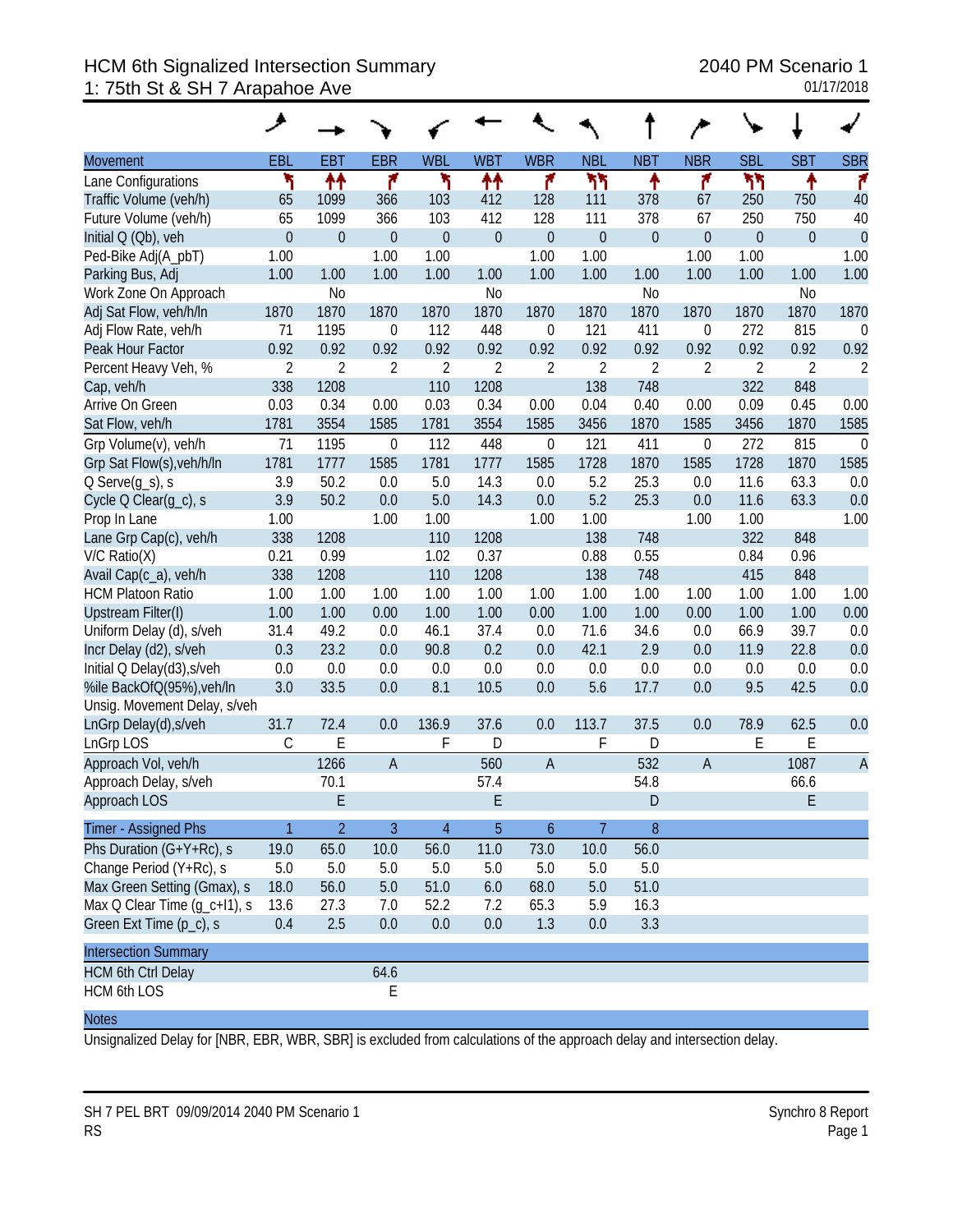# HCM 6th Signalized Intersection Summary

## 1: 75th St & SH 7 Arapahoe Ave

2040 PM Scenario 1

01/17/2018

| Movement | EBL | EBT | EBR | WBL | WBT | WBR | NBL | NBT | NBR | SBL | SBT | SBR |
|---|---|---|---|---|---|---|---|---|---|---|---|---|
| Lane Configurations | | | | | | | | | | | | |
| Traffic Volume (veh/h) | 65 | 1099 | 366 | 103 | 412 | 128 | 111 | 378 | 67 | 250 | 750 | 40 |
| Future Volume (veh/h) | 65 | 1099 | 366 | 103 | 412 | 128 | 111 | 378 | 67 | 250 | 750 | 40 |
| Initial Q (Qb), veh | 0 | 0 | 0 | 0 | 0 | 0 | 0 | 0 | 0 | 0 | 0 | 0 |
| Ped-Bike Adj(A_pbT) | 1.00 | | 1.00 | 1.00 | | 1.00 | 1.00 | | 1.00 | 1.00 | | 1.00 |
| Parking Bus, Adj | 1.00 | 1.00 | 1.00 | 1.00 | 1.00 | 1.00 | 1.00 | 1.00 | 1.00 | 1.00 | 1.00 | 1.00 |
| Work Zone On Approach | | No | | | No | | | No | | | No | |
| Adj Sat Flow, veh/h/ln | 1870 | 1870 | 1870 | 1870 | 1870 | 1870 | 1870 | 1870 | 1870 | 1870 | 1870 | 1870 |
| Adj Flow Rate, veh/h | 71 | 1195 | 0 | 112 | 448 | 0 | 121 | 411 | 0 | 272 | 815 | 0 |
| Peak Hour Factor | 0.92 | 0.92 | 0.92 | 0.92 | 0.92 | 0.92 | 0.92 | 0.92 | 0.92 | 0.92 | 0.92 | 0.92 |
| Percent Heavy Veh, % | 2 | 2 | 2 | 2 | 2 | 2 | 2 | 2 | 2 | 2 | 2 | 2 |
| Cap, veh/h | 338 | 1208 | | 110 | 1208 | | 138 | 748 | | 322 | 848 | |
| Arrive On Green | 0.03 | 0.34 | 0.00 | 0.03 | 0.34 | 0.00 | 0.04 | 0.40 | 0.00 | 0.09 | 0.45 | 0.00 |
| Sat Flow, veh/h | 1781 | 3554 | 1585 | 1781 | 3554 | 1585 | 3456 | 1870 | 1585 | 3456 | 1870 | 1585 |
| Grp Volume(v), veh/h | 71 | 1195 | 0 | 112 | 448 | 0 | 121 | 411 | 0 | 272 | 815 | 0 |
| Grp Sat Flow(s),veh/h/ln | 1781 | 1777 | 1585 | 1781 | 1777 | 1585 | 1728 | 1870 | 1585 | 1728 | 1870 | 1585 |
| Q Serve(g_s), s | 3.9 | 50.2 | 0.0 | 5.0 | 14.3 | 0.0 | 5.2 | 25.3 | 0.0 | 11.6 | 63.3 | 0.0 |
| Cycle Q Clear(g_c), s | 3.9 | 50.2 | 0.0 | 5.0 | 14.3 | 0.0 | 5.2 | 25.3 | 0.0 | 11.6 | 63.3 | 0.0 |
| Prop In Lane | 1.00 | | 1.00 | 1.00 | | 1.00 | 1.00 | | 1.00 | 1.00 | | 1.00 |
| Lane Grp Cap(c), veh/h | 338 | 1208 | | 110 | 1208 | | 138 | 748 | | 322 | 848 | |
| V/C Ratio(X) | 0.21 | 0.99 | | 1.02 | 0.37 | | 0.88 | 0.55 | | 0.84 | 0.96 | |
| Avail Cap(c_a), veh/h | 338 | 1208 | | 110 | 1208 | | 138 | 748 | | 415 | 848 | |
| HCM Platoon Ratio | 1.00 | 1.00 | 1.00 | 1.00 | 1.00 | 1.00 | 1.00 | 1.00 | 1.00 | 1.00 | 1.00 | 1.00 |
| Upstream Filter(I) | 1.00 | 1.00 | 0.00 | 1.00 | 1.00 | 0.00 | 1.00 | 1.00 | 0.00 | 1.00 | 1.00 | 0.00 |
| Uniform Delay (d), s/veh | 31.4 | 49.2 | 0.0 | 46.1 | 37.4 | 0.0 | 71.6 | 34.6 | 0.0 | 66.9 | 39.7 | 0.0 |
| Incr Delay (d2), s/veh | 0.3 | 23.2 | 0.0 | 90.8 | 0.2 | 0.0 | 42.1 | 2.9 | 0.0 | 11.9 | 22.8 | 0.0 |
| Initial Q Delay(d3),s/veh | 0.0 | 0.0 | 0.0 | 0.0 | 0.0 | 0.0 | 0.0 | 0.0 | 0.0 | 0.0 | 0.0 | 0.0 |
| %ile BackOfQ(95%),veh/ln | 3.0 | 33.5 | 0.0 | 8.1 | 10.5 | 0.0 | 5.6 | 17.7 | 0.0 | 9.5 | 42.5 | 0.0 |
| Unsig. Movement Delay, s/veh | | | | | | | | | | | | |
| LnGrp Delay(d),s/veh | 31.7 | 72.4 | 0.0 | 136.9 | 37.6 | 0.0 | 113.7 | 37.5 | 0.0 | 78.9 | 62.5 | 0.0 |
| LnGrp LOS | C | E | | F | D | | F | D | | E | E | |
| Approach Vol, veh/h | | 1266 | A | | 560 | A | | 532 | A | | 1087 | A |
| Approach Delay, s/veh | | 70.1 | | | 57.4 | | | 54.8 | | | 66.6 | |
| Approach LOS | | E | | | E | | | D | | | E | |

| Timer - Assigned Phs | 1 | 2 | 3 | 4 | 5 | 6 | 7 | 8 |
|---|---|---|---|---|---|---|---|---|
| Phs Duration (G+Y+Rc), s | 19.0 | 65.0 | 10.0 | 56.0 | 11.0 | 73.0 | 10.0 | 56.0 |
| Change Period (Y+Rc), s | 5.0 | 5.0 | 5.0 | 5.0 | 5.0 | 5.0 | 5.0 | 5.0 |
| Max Green Setting (Gmax), s | 18.0 | 56.0 | 5.0 | 51.0 | 6.0 | 68.0 | 5.0 | 51.0 |
| Max Q Clear Time (g_c+I1), s | 13.6 | 27.3 | 7.0 | 52.2 | 7.2 | 65.3 | 5.9 | 16.3 |
| Green Ext Time (p_c), s | 0.4 | 2.5 | 0.0 | 0.0 | 0.0 | 1.3 | 0.0 | 3.3 |

| Intersection Summary | |
|---|---|
| HCM 6th Ctrl Delay | 64.6 |
| HCM 6th LOS | E |

**Notes**

Unsignalized Delay for [NBR, EBR, WBR, SBR] is excluded from calculations of the approach delay and intersection delay.

SH 7 PEL BRT 09/09/2014 2040 PM Scenario 1
RS

Synchro 8 Report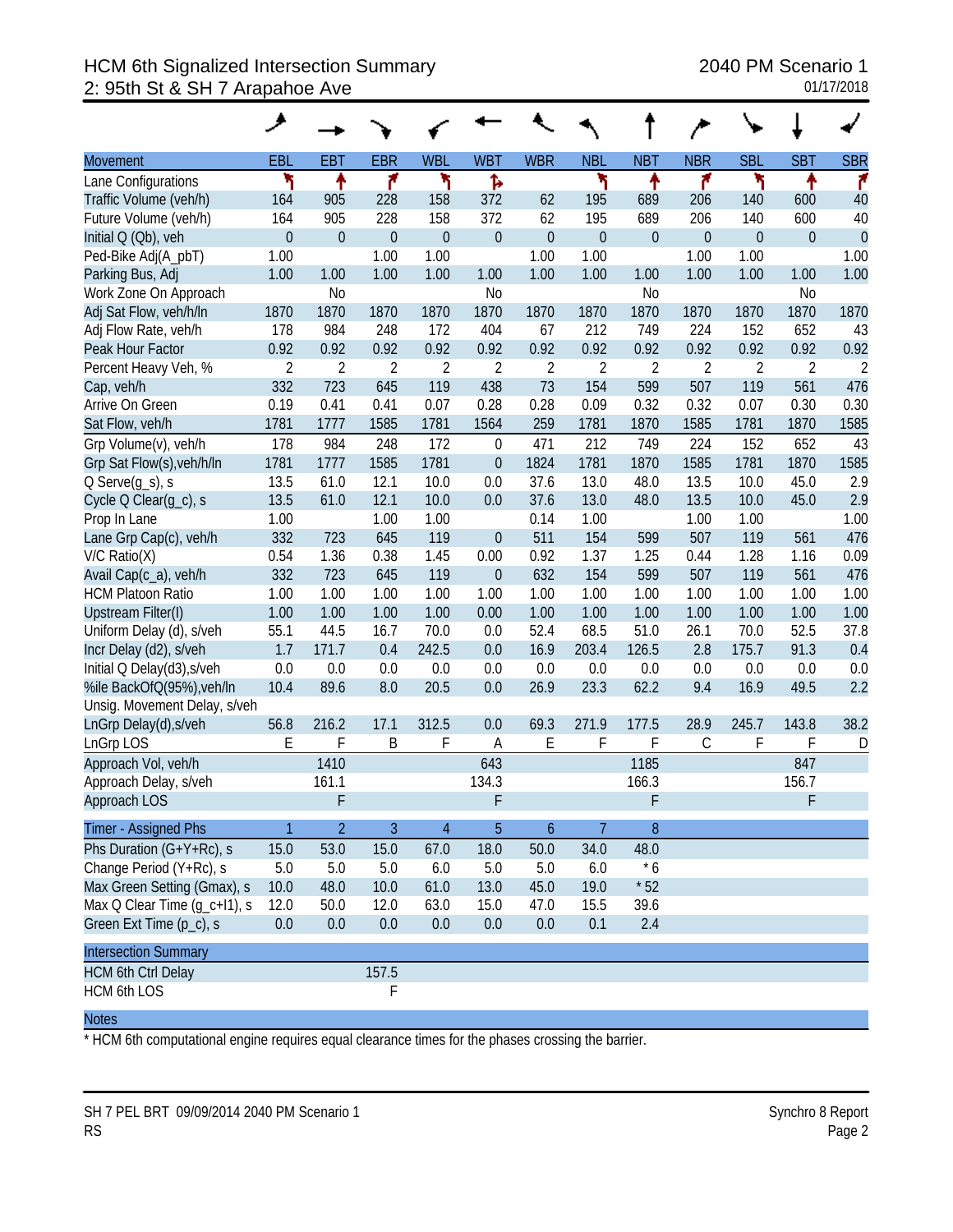# HCM 6th Signalized Intersection Summary

## 2: 95th St & SH 7 Arapahoe Ave

2040 PM Scenario 1
01/17/2018

| Movement | EBL | EBT | EBR | WBL | WBT | WBR | NBL | NBT | NBR | SBL | SBT | SBR |
|---|---|---|---|---|---|---|---|---|---|---|---|---|
| Lane Configurations | | | | | | | | | | | | |
| Traffic Volume (veh/h) | 164 | 905 | 228 | 158 | 372 | 62 | 195 | 689 | 206 | 140 | 600 | 40 |
| Future Volume (veh/h) | 164 | 905 | 228 | 158 | 372 | 62 | 195 | 689 | 206 | 140 | 600 | 40 |
| Initial Q (Qb), veh | 0 | 0 | 0 | 0 | 0 | 0 | 0 | 0 | 0 | 0 | 0 | 0 |
| Ped-Bike Adj(A_pbT) | 1.00 | | 1.00 | 1.00 | | 1.00 | 1.00 | | 1.00 | 1.00 | | 1.00 |
| Parking Bus, Adj | 1.00 | 1.00 | 1.00 | 1.00 | 1.00 | 1.00 | 1.00 | 1.00 | 1.00 | 1.00 | 1.00 | 1.00 |
| Work Zone On Approach | | No | | | No | | | No | | | No | |
| Adj Sat Flow, veh/h/ln | 1870 | 1870 | 1870 | 1870 | 1870 | 1870 | 1870 | 1870 | 1870 | 1870 | 1870 | 1870 |
| Adj Flow Rate, veh/h | 178 | 984 | 248 | 172 | 404 | 67 | 212 | 749 | 224 | 152 | 652 | 43 |
| Peak Hour Factor | 0.92 | 0.92 | 0.92 | 0.92 | 0.92 | 0.92 | 0.92 | 0.92 | 0.92 | 0.92 | 0.92 | 0.92 |
| Percent Heavy Veh, % | 2 | 2 | 2 | 2 | 2 | 2 | 2 | 2 | 2 | 2 | 2 | 2 |
| Cap, veh/h | 332 | 723 | 645 | 119 | 438 | 73 | 154 | 599 | 507 | 119 | 561 | 476 |
| Arrive On Green | 0.19 | 0.41 | 0.41 | 0.07 | 0.28 | 0.28 | 0.09 | 0.32 | 0.32 | 0.07 | 0.30 | 0.30 |
| Sat Flow, veh/h | 1781 | 1777 | 1585 | 1781 | 1564 | 259 | 1781 | 1870 | 1585 | 1781 | 1870 | 1585 |
| Grp Volume(v), veh/h | 178 | 984 | 248 | 172 | 0 | 471 | 212 | 749 | 224 | 152 | 652 | 43 |
| Grp Sat Flow(s),veh/h/ln | 1781 | 1777 | 1585 | 1781 | 0 | 1824 | 1781 | 1870 | 1585 | 1781 | 1870 | 1585 |
| Q Serve(g_s), s | 13.5 | 61.0 | 12.1 | 10.0 | 0.0 | 37.6 | 13.0 | 48.0 | 13.5 | 10.0 | 45.0 | 2.9 |
| Cycle Q Clear(g_c), s | 13.5 | 61.0 | 12.1 | 10.0 | 0.0 | 37.6 | 13.0 | 48.0 | 13.5 | 10.0 | 45.0 | 2.9 |
| Prop In Lane | 1.00 | | 1.00 | 1.00 | | 0.14 | 1.00 | | 1.00 | 1.00 | | 1.00 |
| Lane Grp Cap(c), veh/h | 332 | 723 | 645 | 119 | 0 | 511 | 154 | 599 | 507 | 119 | 561 | 476 |
| V/C Ratio(X) | 0.54 | 1.36 | 0.38 | 1.45 | 0.00 | 0.92 | 1.37 | 1.25 | 0.44 | 1.28 | 1.16 | 0.09 |
| Avail Cap(c_a), veh/h | 332 | 723 | 645 | 119 | 0 | 632 | 154 | 599 | 507 | 119 | 561 | 476 |
| HCM Platoon Ratio | 1.00 | 1.00 | 1.00 | 1.00 | 1.00 | 1.00 | 1.00 | 1.00 | 1.00 | 1.00 | 1.00 | 1.00 |
| Upstream Filter(I) | 1.00 | 1.00 | 1.00 | 1.00 | 0.00 | 1.00 | 1.00 | 1.00 | 1.00 | 1.00 | 1.00 | 1.00 |
| Uniform Delay (d), s/veh | 55.1 | 44.5 | 16.7 | 70.0 | 0.0 | 52.4 | 68.5 | 51.0 | 26.1 | 70.0 | 52.5 | 37.8 |
| Incr Delay (d2), s/veh | 1.7 | 171.7 | 0.4 | 242.5 | 0.0 | 16.9 | 203.4 | 126.5 | 2.8 | 175.7 | 91.3 | 0.4 |
| Initial Q Delay(d3),s/veh | 0.0 | 0.0 | 0.0 | 0.0 | 0.0 | 0.0 | 0.0 | 0.0 | 0.0 | 0.0 | 0.0 | 0.0 |
| %ile BackOfQ(95%),veh/ln | 10.4 | 89.6 | 8.0 | 20.5 | 0.0 | 26.9 | 23.3 | 62.2 | 9.4 | 16.9 | 49.5 | 2.2 |
| Unsig. Movement Delay, s/veh | | | | | | | | | | | | |
| LnGrp Delay(d),s/veh | 56.8 | 216.2 | 17.1 | 312.5 | 0.0 | 69.3 | 271.9 | 177.5 | 28.9 | 245.7 | 143.8 | 38.2 |
| LnGrp LOS | E | F | B | F | A | E | F | F | C | F | F | D |
| Approach Vol, veh/h | | 1410 | | | 643 | | | 1185 | | | 847 | |
| Approach Delay, s/veh | | 161.1 | | | 134.3 | | | 166.3 | | | 156.7 | |
| Approach LOS | | F | | | F | | | F | | | F | |

| Timer - Assigned Phs | 1 | 2 | 3 | 4 | 5 | 6 | 7 | 8 |
|---|---|---|---|---|---|---|---|---|
| Phs Duration (G+Y+Rc), s | 15.0 | 53.0 | 15.0 | 67.0 | 18.0 | 50.0 | 34.0 | 48.0 |
| Change Period (Y+Rc), s | 5.0 | 5.0 | 5.0 | 6.0 | 5.0 | 5.0 | 6.0 | * 6 |
| Max Green Setting (Gmax), s | 10.0 | 48.0 | 10.0 | 61.0 | 13.0 | 45.0 | 19.0 | * 52 |
| Max Q Clear Time (g_c+I1), s | 12.0 | 50.0 | 12.0 | 63.0 | 15.0 | 47.0 | 15.5 | 39.6 |
| Green Ext Time (p_c), s | 0.0 | 0.0 | 0.0 | 0.0 | 0.0 | 0.0 | 0.1 | 2.4 |

| Intersection Summary | |
|---|---|
| HCM 6th Ctrl Delay | 157.5 |
| HCM 6th LOS | F |

**Notes**

* HCM 6th computational engine requires equal clearance times for the phases crossing the barrier.

SH 7 PEL BRT 09/09/2014 2040 PM Scenario 1
RS

Synchro 8 Report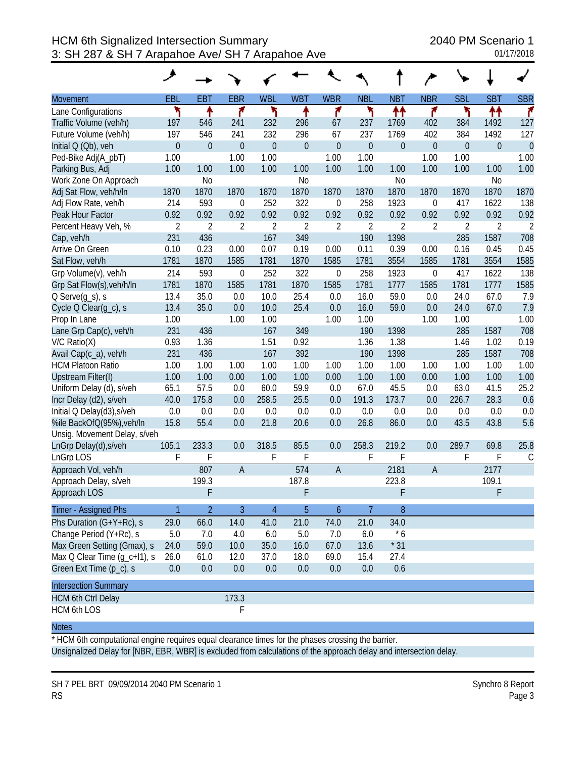# HCM 6th Signalized Intersection Summary
## 3: SH 287 & SH 7 Arapahoe Ave/ SH 7 Arapahoe Ave

2040 PM Scenario 1
01/17/2018

| Movement | EBL | EBT | EBR | WBL | WBT | WBR | NBL | NBT | NBR | SBL | SBT | SBR |
|---|---|---|---|---|---|---|---|---|---|---|---|---|
| Lane Configurations | | | | | | | | | | | | |
| Traffic Volume (veh/h) | 197 | 546 | 241 | 232 | 296 | 67 | 237 | 1769 | 402 | 384 | 1492 | 127 |
| Future Volume (veh/h) | 197 | 546 | 241 | 232 | 296 | 67 | 237 | 1769 | 402 | 384 | 1492 | 127 |
| Initial Q (Qb), veh | 0 | 0 | 0 | 0 | 0 | 0 | 0 | 0 | 0 | 0 | 0 | 0 |
| Ped-Bike Adj(A_pbT) | 1.00 | | 1.00 | 1.00 | | 1.00 | 1.00 | | 1.00 | 1.00 | | 1.00 |
| Parking Bus, Adj | 1.00 | 1.00 | 1.00 | 1.00 | 1.00 | 1.00 | 1.00 | 1.00 | 1.00 | 1.00 | 1.00 | 1.00 |
| Work Zone On Approach | | No | | | No | | | No | | | No | |
| Adj Sat Flow, veh/h/ln | 1870 | 1870 | 1870 | 1870 | 1870 | 1870 | 1870 | 1870 | 1870 | 1870 | 1870 | 1870 |
| Adj Flow Rate, veh/h | 214 | 593 | 0 | 252 | 322 | 0 | 258 | 1923 | 0 | 417 | 1622 | 138 |
| Peak Hour Factor | 0.92 | 0.92 | 0.92 | 0.92 | 0.92 | 0.92 | 0.92 | 0.92 | 0.92 | 0.92 | 0.92 | 0.92 |
| Percent Heavy Veh, % | 2 | 2 | 2 | 2 | 2 | 2 | 2 | 2 | 2 | 2 | 2 | 2 |
| Cap, veh/h | 231 | 436 | | 167 | 349 | | 190 | 1398 | | 285 | 1587 | 708 |
| Arrive On Green | 0.10 | 0.23 | 0.00 | 0.07 | 0.19 | 0.00 | 0.11 | 0.39 | 0.00 | 0.16 | 0.45 | 0.45 |
| Sat Flow, veh/h | 1781 | 1870 | 1585 | 1781 | 1870 | 1585 | 1781 | 3554 | 1585 | 1781 | 3554 | 1585 |
| Grp Volume(v), veh/h | 214 | 593 | 0 | 252 | 322 | 0 | 258 | 1923 | 0 | 417 | 1622 | 138 |
| Grp Sat Flow(s),veh/h/ln | 1781 | 1870 | 1585 | 1781 | 1870 | 1585 | 1781 | 1777 | 1585 | 1781 | 1777 | 1585 |
| Q Serve(g_s), s | 13.4 | 35.0 | 0.0 | 10.0 | 25.4 | 0.0 | 16.0 | 59.0 | 0.0 | 24.0 | 67.0 | 7.9 |
| Cycle Q Clear(g_c), s | 13.4 | 35.0 | 0.0 | 10.0 | 25.4 | 0.0 | 16.0 | 59.0 | 0.0 | 24.0 | 67.0 | 7.9 |
| Prop In Lane | 1.00 | | 1.00 | 1.00 | | 1.00 | 1.00 | | 1.00 | 1.00 | | 1.00 |
| Lane Grp Cap(c), veh/h | 231 | 436 | | 167 | 349 | | 190 | 1398 | | 285 | 1587 | 708 |
| V/C Ratio(X) | 0.93 | 1.36 | | 1.51 | 0.92 | | 1.36 | 1.38 | | 1.46 | 1.02 | 0.19 |
| Avail Cap(c_a), veh/h | 231 | 436 | | 167 | 392 | | 190 | 1398 | | 285 | 1587 | 708 |
| HCM Platoon Ratio | 1.00 | 1.00 | 1.00 | 1.00 | 1.00 | 1.00 | 1.00 | 1.00 | 1.00 | 1.00 | 1.00 | 1.00 |
| Upstream Filter(I) | 1.00 | 1.00 | 0.00 | 1.00 | 1.00 | 0.00 | 1.00 | 1.00 | 0.00 | 1.00 | 1.00 | 1.00 |
| Uniform Delay (d), s/veh | 65.1 | 57.5 | 0.0 | 60.0 | 59.9 | 0.0 | 67.0 | 45.5 | 0.0 | 63.0 | 41.5 | 25.2 |
| Incr Delay (d2), s/veh | 40.0 | 175.8 | 0.0 | 258.5 | 25.5 | 0.0 | 191.3 | 173.7 | 0.0 | 226.7 | 28.3 | 0.6 |
| Initial Q Delay(d3),s/veh | 0.0 | 0.0 | 0.0 | 0.0 | 0.0 | 0.0 | 0.0 | 0.0 | 0.0 | 0.0 | 0.0 | 0.0 |
| %ile BackOfQ(95%),veh/ln | 15.8 | 55.4 | 0.0 | 21.8 | 20.6 | 0.0 | 26.8 | 86.0 | 0.0 | 43.5 | 43.8 | 5.6 |
| Unsig. Movement Delay, s/veh | | | | | | | | | | | | |
| LnGrp Delay(d),s/veh | 105.1 | 233.3 | 0.0 | 318.5 | 85.5 | 0.0 | 258.3 | 219.2 | 0.0 | 289.7 | 69.8 | 25.8 |
| LnGrp LOS | F | F | | F | F | | F | F | | F | F | C |
| Approach Vol, veh/h | | 807 | A | | 574 | A | | 2181 | A | | 2177 | |
| Approach Delay, s/veh | | 199.3 | | | 187.8 | | | 223.8 | | | 109.1 | |
| Approach LOS | | F | | | F | | | F | | | F | |

| Timer - Assigned Phs | 1 | 2 | 3 | 4 | 5 | 6 | 7 | 8 |
|---|---|---|---|---|---|---|---|---|
| Phs Duration (G+Y+Rc), s | 29.0 | 66.0 | 14.0 | 41.0 | 21.0 | 74.0 | 21.0 | 34.0 |
| Change Period (Y+Rc), s | 5.0 | 7.0 | 4.0 | 6.0 | 5.0 | 7.0 | 6.0 | * 6 |
| Max Green Setting (Gmax), s | 24.0 | 59.0 | 10.0 | 35.0 | 16.0 | 67.0 | 13.6 | * 31 |
| Max Q Clear Time (g_c+I1), s | 26.0 | 61.0 | 12.0 | 37.0 | 18.0 | 69.0 | 15.4 | 27.4 |
| Green Ext Time (p_c), s | 0.0 | 0.0 | 0.0 | 0.0 | 0.0 | 0.0 | 0.0 | 0.6 |

| Intersection Summary | |
|---|---|
| HCM 6th Ctrl Delay | 173.3 |
| HCM 6th LOS | F |

**Notes**

* HCM 6th computational engine requires equal clearance times for the phases crossing the barrier.

Unsignalized Delay for [NBR, EBR, WBR] is excluded from calculations of the approach delay and intersection delay.

SH 7 PEL BRT 09/09/2014 2040 PM Scenario 1
RS

Synchro 8 Report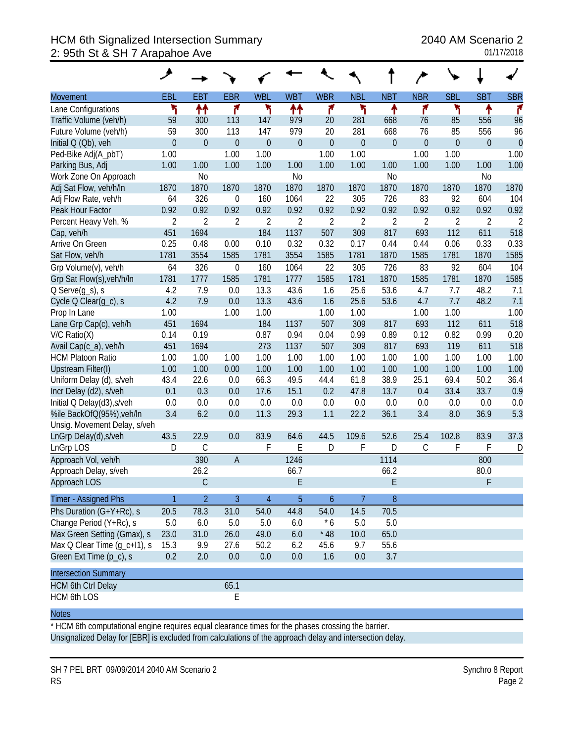# HCM 6th Signalized Intersection Summary
## 2: 95th St & SH 7 Arapahoe Ave

2040 AM Scenario 2
01/17/2018

| Movement | EBL | EBT | EBR | WBL | WBT | WBR | NBL | NBT | NBR | SBL | SBT | SBR |
|---|---|---|---|---|---|---|---|---|---|---|---|---|
| Lane Configurations | ↰ | ↑↑ | ↱ | ↰ | ↑↑ | ↱ | ↰ | ↑ | ↱ | ↰ | ↑ | ↱ |
| Traffic Volume (veh/h) | 59 | 300 | 113 | 147 | 979 | 20 | 281 | 668 | 76 | 85 | 556 | 96 |
| Future Volume (veh/h) | 59 | 300 | 113 | 147 | 979 | 20 | 281 | 668 | 76 | 85 | 556 | 96 |
| Initial Q (Qb), veh | 0 | 0 | 0 | 0 | 0 | 0 | 0 | 0 | 0 | 0 | 0 | 0 |
| Ped-Bike Adj(A_pbT) | 1.00 | | 1.00 | 1.00 | | 1.00 | 1.00 | | 1.00 | 1.00 | | 1.00 |
| Parking Bus, Adj | 1.00 | 1.00 | 1.00 | 1.00 | 1.00 | 1.00 | 1.00 | 1.00 | 1.00 | 1.00 | 1.00 | 1.00 |
| Work Zone On Approach | | No | | | No | | | No | | | No | |
| Adj Sat Flow, veh/h/ln | 1870 | 1870 | 1870 | 1870 | 1870 | 1870 | 1870 | 1870 | 1870 | 1870 | 1870 | 1870 |
| Adj Flow Rate, veh/h | 64 | 326 | 0 | 160 | 1064 | 22 | 305 | 726 | 83 | 92 | 604 | 104 |
| Peak Hour Factor | 0.92 | 0.92 | 0.92 | 0.92 | 0.92 | 0.92 | 0.92 | 0.92 | 0.92 | 0.92 | 0.92 | 0.92 |
| Percent Heavy Veh, % | 2 | 2 | 2 | 2 | 2 | 2 | 2 | 2 | 2 | 2 | 2 | 2 |
| Cap, veh/h | 451 | 1694 | | 184 | 1137 | 507 | 309 | 817 | 693 | 112 | 611 | 518 |
| Arrive On Green | 0.25 | 0.48 | 0.00 | 0.10 | 0.32 | 0.32 | 0.17 | 0.44 | 0.44 | 0.06 | 0.33 | 0.33 |
| Sat Flow, veh/h | 1781 | 3554 | 1585 | 1781 | 3554 | 1585 | 1781 | 1870 | 1585 | 1781 | 1870 | 1585 |
| Grp Volume(v), veh/h | 64 | 326 | 0 | 160 | 1064 | 22 | 305 | 726 | 83 | 92 | 604 | 104 |
| Grp Sat Flow(s),veh/h/ln | 1781 | 1777 | 1585 | 1781 | 1777 | 1585 | 1781 | 1870 | 1585 | 1781 | 1870 | 1585 |
| Q Serve(g_s), s | 4.2 | 7.9 | 0.0 | 13.3 | 43.6 | 1.6 | 25.6 | 53.6 | 4.7 | 7.7 | 48.2 | 7.1 |
| Cycle Q Clear(g_c), s | 4.2 | 7.9 | 0.0 | 13.3 | 43.6 | 1.6 | 25.6 | 53.6 | 4.7 | 7.7 | 48.2 | 7.1 |
| Prop In Lane | 1.00 | | 1.00 | 1.00 | | 1.00 | 1.00 | | 1.00 | 1.00 | | 1.00 |
| Lane Grp Cap(c), veh/h | 451 | 1694 | | 184 | 1137 | 507 | 309 | 817 | 693 | 112 | 611 | 518 |
| V/C Ratio(X) | 0.14 | 0.19 | | 0.87 | 0.94 | 0.04 | 0.99 | 0.89 | 0.12 | 0.82 | 0.99 | 0.20 |
| Avail Cap(c_a), veh/h | 451 | 1694 | | 273 | 1137 | 507 | 309 | 817 | 693 | 119 | 611 | 518 |
| HCM Platoon Ratio | 1.00 | 1.00 | 1.00 | 1.00 | 1.00 | 1.00 | 1.00 | 1.00 | 1.00 | 1.00 | 1.00 | 1.00 |
| Upstream Filter(I) | 1.00 | 1.00 | 0.00 | 1.00 | 1.00 | 1.00 | 1.00 | 1.00 | 1.00 | 1.00 | 1.00 | 1.00 |
| Uniform Delay (d), s/veh | 43.4 | 22.6 | 0.0 | 66.3 | 49.5 | 44.4 | 61.8 | 38.9 | 25.1 | 69.4 | 50.2 | 36.4 |
| Incr Delay (d2), s/veh | 0.1 | 0.3 | 0.0 | 17.6 | 15.1 | 0.2 | 47.8 | 13.7 | 0.4 | 33.4 | 33.7 | 0.9 |
| Initial Q Delay(d3),s/veh | 0.0 | 0.0 | 0.0 | 0.0 | 0.0 | 0.0 | 0.0 | 0.0 | 0.0 | 0.0 | 0.0 | 0.0 |
| %ile BackOfQ(95%),veh/ln | 3.4 | 6.2 | 0.0 | 11.3 | 29.3 | 1.1 | 22.2 | 36.1 | 3.4 | 8.0 | 36.9 | 5.3 |
| Unsig. Movement Delay, s/veh | | | | | | | | | | | | |
| LnGrp Delay(d),s/veh | 43.5 | 22.9 | 0.0 | 83.9 | 64.6 | 44.5 | 109.6 | 52.6 | 25.4 | 102.8 | 83.9 | 37.3 |
| LnGrp LOS | D | C | | F | E | D | F | D | C | F | F | D |
| Approach Vol, veh/h | | 390 | A | | 1246 | | | 1114 | | | 800 | |
| Approach Delay, s/veh | | 26.2 | | | 66.7 | | | 66.2 | | | 80.0 | |
| Approach LOS | | C | | | E | | | E | | | F | |

| Timer - Assigned Phs | 1 | 2 | 3 | 4 | 5 | 6 | 7 | 8 |
|---|---|---|---|---|---|---|---|---|
| Phs Duration (G+Y+Rc), s | 20.5 | 78.3 | 31.0 | 54.0 | 44.8 | 54.0 | 14.5 | 70.5 |
| Change Period (Y+Rc), s | 5.0 | 6.0 | 5.0 | 5.0 | 6.0 | * 6 | 5.0 | 5.0 |
| Max Green Setting (Gmax), s | 23.0 | 31.0 | 26.0 | 49.0 | 6.0 | * 48 | 10.0 | 65.0 |
| Max Q Clear Time (g_c+I1), s | 15.3 | 9.9 | 27.6 | 50.2 | 6.2 | 45.6 | 9.7 | 55.6 |
| Green Ext Time (p_c), s | 0.2 | 2.0 | 0.0 | 0.0 | 0.0 | 1.6 | 0.0 | 3.7 |

| Intersection Summary | |
|---|---|
| HCM 6th Ctrl Delay | 65.1 |
| HCM 6th LOS | E |

**Notes**

* HCM 6th computational engine requires equal clearance times for the phases crossing the barrier.
Unsignalized Delay for [EBR] is excluded from calculations of the approach delay and intersection delay.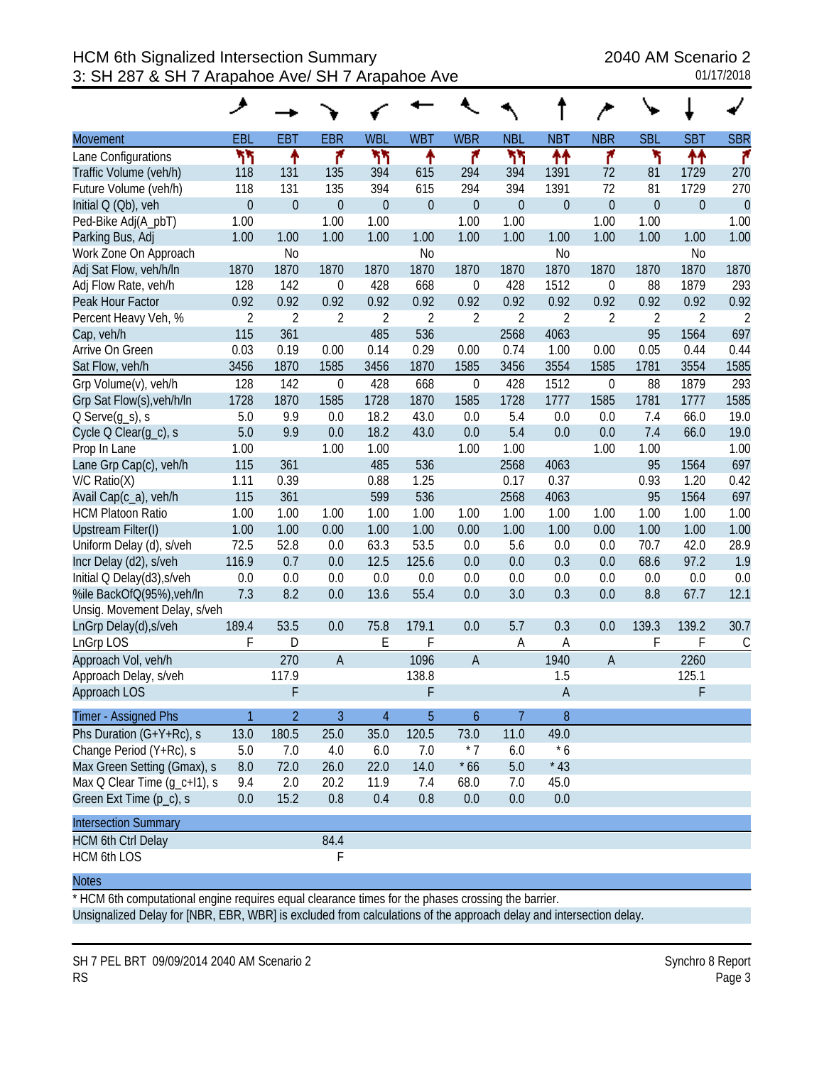# HCM 6th Signalized Intersection Summary

## 3: SH 287 & SH 7 Arapahoe Ave/ SH 7 Arapahoe Ave

2040 AM Scenario 2
01/17/2018

| Movement | EBL | EBT | EBR | WBL | WBT | WBR | NBL | NBT | NBR | SBL | SBT | SBR |
|---|---|---|---|---|---|---|---|---|---|---|---|---|
| Lane Configurations | ኻኻ | ↑ | ↱ | ኻኻ | ↑ | ↱ | ኻኻ | ↑↑ | ↱ | ኻ | ↑↑ | ↱ |
| Traffic Volume (veh/h) | 118 | 131 | 135 | 394 | 615 | 294 | 394 | 1391 | 72 | 81 | 1729 | 270 |
| Future Volume (veh/h) | 118 | 131 | 135 | 394 | 615 | 294 | 394 | 1391 | 72 | 81 | 1729 | 270 |
| Initial Q (Qb), veh | 0 | 0 | 0 | 0 | 0 | 0 | 0 | 0 | 0 | 0 | 0 | 0 |
| Ped-Bike Adj(A_pbT) | 1.00 | | 1.00 | 1.00 | | 1.00 | 1.00 | | 1.00 | 1.00 | | 1.00 |
| Parking Bus, Adj | 1.00 | 1.00 | 1.00 | 1.00 | 1.00 | 1.00 | 1.00 | 1.00 | 1.00 | 1.00 | 1.00 | 1.00 |
| Work Zone On Approach | | No | | | No | | | No | | | No | |
| Adj Sat Flow, veh/h/ln | 1870 | 1870 | 1870 | 1870 | 1870 | 1870 | 1870 | 1870 | 1870 | 1870 | 1870 | 1870 |
| Adj Flow Rate, veh/h | 128 | 142 | 0 | 428 | 668 | 0 | 428 | 1512 | 0 | 88 | 1879 | 293 |
| Peak Hour Factor | 0.92 | 0.92 | 0.92 | 0.92 | 0.92 | 0.92 | 0.92 | 0.92 | 0.92 | 0.92 | 0.92 | 0.92 |
| Percent Heavy Veh, % | 2 | 2 | 2 | 2 | 2 | 2 | 2 | 2 | 2 | 2 | 2 | 2 |
| Cap, veh/h | 115 | 361 | | 485 | 536 | | 2568 | 4063 | | 95 | 1564 | 697 |
| Arrive On Green | 0.03 | 0.19 | 0.00 | 0.14 | 0.29 | 0.00 | 0.74 | 1.00 | 0.00 | 0.05 | 0.44 | 0.44 |
| Sat Flow, veh/h | 3456 | 1870 | 1585 | 3456 | 1870 | 1585 | 3456 | 3554 | 1585 | 1781 | 3554 | 1585 |
| Grp Volume(v), veh/h | 128 | 142 | 0 | 428 | 668 | 0 | 428 | 1512 | 0 | 88 | 1879 | 293 |
| Grp Sat Flow(s),veh/h/ln | 1728 | 1870 | 1585 | 1728 | 1870 | 1585 | 1728 | 1777 | 1585 | 1781 | 1777 | 1585 |
| Q Serve(g_s), s | 5.0 | 9.9 | 0.0 | 18.2 | 43.0 | 0.0 | 5.4 | 0.0 | 0.0 | 7.4 | 66.0 | 19.0 |
| Cycle Q Clear(g_c), s | 5.0 | 9.9 | 0.0 | 18.2 | 43.0 | 0.0 | 5.4 | 0.0 | 0.0 | 7.4 | 66.0 | 19.0 |
| Prop In Lane | 1.00 | | 1.00 | 1.00 | | 1.00 | 1.00 | | 1.00 | 1.00 | | 1.00 |
| Lane Grp Cap(c), veh/h | 115 | 361 | | 485 | 536 | | 2568 | 4063 | | 95 | 1564 | 697 |
| V/C Ratio(X) | 1.11 | 0.39 | | 0.88 | 1.25 | | 0.17 | 0.37 | | 0.93 | 1.20 | 0.42 |
| Avail Cap(c_a), veh/h | 115 | 361 | | 599 | 536 | | 2568 | 4063 | | 95 | 1564 | 697 |
| HCM Platoon Ratio | 1.00 | 1.00 | 1.00 | 1.00 | 1.00 | 1.00 | 1.00 | 1.00 | 1.00 | 1.00 | 1.00 | 1.00 |
| Upstream Filter(I) | 1.00 | 1.00 | 0.00 | 1.00 | 1.00 | 0.00 | 1.00 | 1.00 | 0.00 | 1.00 | 1.00 | 1.00 |
| Uniform Delay (d), s/veh | 72.5 | 52.8 | 0.0 | 63.3 | 53.5 | 0.0 | 5.6 | 0.0 | 0.0 | 70.7 | 42.0 | 28.9 |
| Incr Delay (d2), s/veh | 116.9 | 0.7 | 0.0 | 12.5 | 125.6 | 0.0 | 0.0 | 0.3 | 0.0 | 68.6 | 97.2 | 1.9 |
| Initial Q Delay(d3),s/veh | 0.0 | 0.0 | 0.0 | 0.0 | 0.0 | 0.0 | 0.0 | 0.0 | 0.0 | 0.0 | 0.0 | 0.0 |
| %ile BackOfQ(95%),veh/ln | 7.3 | 8.2 | 0.0 | 13.6 | 55.4 | 0.0 | 3.0 | 0.3 | 0.0 | 8.8 | 67.7 | 12.1 |
| Unsig. Movement Delay, s/veh | | | | | | | | | | | | |
| LnGrp Delay(d),s/veh | 189.4 | 53.5 | 0.0 | 75.8 | 179.1 | 0.0 | 5.7 | 0.3 | 0.0 | 139.3 | 139.2 | 30.7 |
| LnGrp LOS | F | D | | E | F | | A | A | | F | F | C |
| Approach Vol, veh/h | | 270 | A | | 1096 | A | | 1940 | A | | 2260 | |
| Approach Delay, s/veh | | 117.9 | | | 138.8 | | | 1.5 | | | 125.1 | |
| Approach LOS | | F | | | F | | | A | | | F | |

| Timer - Assigned Phs | 1 | 2 | 3 | 4 | 5 | 6 | 7 | 8 |
|---|---|---|---|---|---|---|---|---|
| Phs Duration (G+Y+Rc), s | 13.0 | 180.5 | 25.0 | 35.0 | 120.5 | 73.0 | 11.0 | 49.0 |
| Change Period (Y+Rc), s | 5.0 | 7.0 | 4.0 | 6.0 | 7.0 | * 7 | 6.0 | * 6 |
| Max Green Setting (Gmax), s | 8.0 | 72.0 | 26.0 | 22.0 | 14.0 | * 66 | 5.0 | * 43 |
| Max Q Clear Time (g_c+I1), s | 9.4 | 2.0 | 20.2 | 11.9 | 7.4 | 68.0 | 7.0 | 45.0 |
| Green Ext Time (p_c), s | 0.0 | 15.2 | 0.8 | 0.4 | 0.8 | 0.0 | 0.0 | 0.0 |

| Intersection Summary | |
|---|---|
| HCM 6th Ctrl Delay | 84.4 |
| HCM 6th LOS | F |

**Notes**

* HCM 6th computational engine requires equal clearance times for the phases crossing the barrier.
Unsignalized Delay for [NBR, EBR, WBR] is excluded from calculations of the approach delay and intersection delay.

SH 7 PEL BRT 09/09/2014 2040 AM Scenario 2
RS

Synchro 8 Report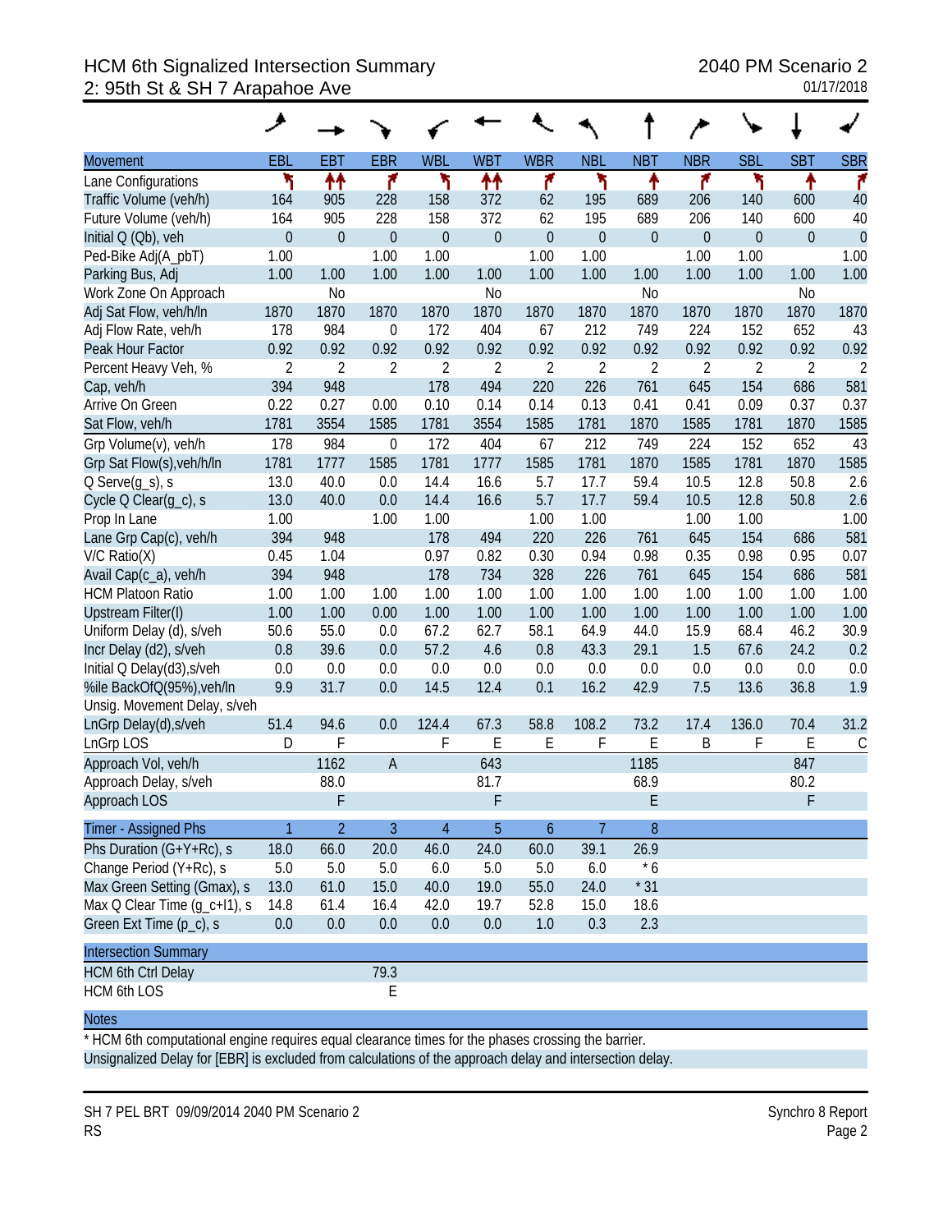# HCM 6th Signalized Intersection Summary
## 2: 95th St & SH 7 Arapahoe Ave

2040 PM Scenario 2
01/17/2018

| Movement | EBL | EBT | EBR | WBL | WBT | WBR | NBL | NBT | NBR | SBL | SBT | SBR |
|---|---|---|---|---|---|---|---|---|---|---|---|---|
| Lane Configurations | ↰ | ↑↑ | ↱ | ↰ | ↑↑ | ↱ | ↰ | ↑ | ↱ | ↰ | ↑ | ↱ |
| Traffic Volume (veh/h) | 164 | 905 | 228 | 158 | 372 | 62 | 195 | 689 | 206 | 140 | 600 | 40 |
| Future Volume (veh/h) | 164 | 905 | 228 | 158 | 372 | 62 | 195 | 689 | 206 | 140 | 600 | 40 |
| Initial Q (Qb), veh | 0 | 0 | 0 | 0 | 0 | 0 | 0 | 0 | 0 | 0 | 0 | 0 |
| Ped-Bike Adj(A_pbT) | 1.00 | | 1.00 | 1.00 | | 1.00 | 1.00 | | 1.00 | 1.00 | | 1.00 |
| Parking Bus, Adj | 1.00 | 1.00 | 1.00 | 1.00 | 1.00 | 1.00 | 1.00 | 1.00 | 1.00 | 1.00 | 1.00 | 1.00 |
| Work Zone On Approach | | No | | | No | | | No | | | No | |
| Adj Sat Flow, veh/h/ln | 1870 | 1870 | 1870 | 1870 | 1870 | 1870 | 1870 | 1870 | 1870 | 1870 | 1870 | 1870 |
| Adj Flow Rate, veh/h | 178 | 984 | 0 | 172 | 404 | 67 | 212 | 749 | 224 | 152 | 652 | 43 |
| Peak Hour Factor | 0.92 | 0.92 | 0.92 | 0.92 | 0.92 | 0.92 | 0.92 | 0.92 | 0.92 | 0.92 | 0.92 | 0.92 |
| Percent Heavy Veh, % | 2 | 2 | 2 | 2 | 2 | 2 | 2 | 2 | 2 | 2 | 2 | 2 |
| Cap, veh/h | 394 | 948 | | 178 | 494 | 220 | 226 | 761 | 645 | 154 | 686 | 581 |
| Arrive On Green | 0.22 | 0.27 | 0.00 | 0.10 | 0.14 | 0.14 | 0.13 | 0.41 | 0.41 | 0.09 | 0.37 | 0.37 |
| Sat Flow, veh/h | 1781 | 3554 | 1585 | 1781 | 3554 | 1585 | 1781 | 1870 | 1585 | 1781 | 1870 | 1585 |
| Grp Volume(v), veh/h | 178 | 984 | 0 | 172 | 404 | 67 | 212 | 749 | 224 | 152 | 652 | 43 |
| Grp Sat Flow(s),veh/h/ln | 1781 | 1777 | 1585 | 1781 | 1777 | 1585 | 1781 | 1870 | 1585 | 1781 | 1870 | 1585 |
| Q Serve(g_s), s | 13.0 | 40.0 | 0.0 | 14.4 | 16.6 | 5.7 | 17.7 | 59.4 | 10.5 | 12.8 | 50.8 | 2.6 |
| Cycle Q Clear(g_c), s | 13.0 | 40.0 | 0.0 | 14.4 | 16.6 | 5.7 | 17.7 | 59.4 | 10.5 | 12.8 | 50.8 | 2.6 |
| Prop In Lane | 1.00 | | 1.00 | 1.00 | | 1.00 | 1.00 | | 1.00 | 1.00 | | 1.00 |
| Lane Grp Cap(c), veh/h | 394 | 948 | | 178 | 494 | 220 | 226 | 761 | 645 | 154 | 686 | 581 |
| V/C Ratio(X) | 0.45 | 1.04 | | 0.97 | 0.82 | 0.30 | 0.94 | 0.98 | 0.35 | 0.98 | 0.95 | 0.07 |
| Avail Cap(c_a), veh/h | 394 | 948 | | 178 | 734 | 328 | 226 | 761 | 645 | 154 | 686 | 581 |
| HCM Platoon Ratio | 1.00 | 1.00 | 1.00 | 1.00 | 1.00 | 1.00 | 1.00 | 1.00 | 1.00 | 1.00 | 1.00 | 1.00 |
| Upstream Filter(I) | 1.00 | 1.00 | 0.00 | 1.00 | 1.00 | 1.00 | 1.00 | 1.00 | 1.00 | 1.00 | 1.00 | 1.00 |
| Uniform Delay (d), s/veh | 50.6 | 55.0 | 0.0 | 67.2 | 62.7 | 58.1 | 64.9 | 44.0 | 15.9 | 68.4 | 46.2 | 30.9 |
| Incr Delay (d2), s/veh | 0.8 | 39.6 | 0.0 | 57.2 | 4.6 | 0.8 | 43.3 | 29.1 | 1.5 | 67.6 | 24.2 | 0.2 |
| Initial Q Delay(d3),s/veh | 0.0 | 0.0 | 0.0 | 0.0 | 0.0 | 0.0 | 0.0 | 0.0 | 0.0 | 0.0 | 0.0 | 0.0 |
| %ile BackOfQ(95%),veh/ln | 9.9 | 31.7 | 0.0 | 14.5 | 12.4 | 0.1 | 16.2 | 42.9 | 7.5 | 13.6 | 36.8 | 1.9 |
| Unsig. Movement Delay, s/veh | | | | | | | | | | | | |
| LnGrp Delay(d),s/veh | 51.4 | 94.6 | 0.0 | 124.4 | 67.3 | 58.8 | 108.2 | 73.2 | 17.4 | 136.0 | 70.4 | 31.2 |
| LnGrp LOS | D | F | | F | E | E | F | E | B | F | E | C |
| Approach Vol, veh/h | | 1162 | A | | 643 | | | 1185 | | | 847 | |
| Approach Delay, s/veh | | 88.0 | | | 81.7 | | | 68.9 | | | 80.2 | |
| Approach LOS | | F | | | F | | | E | | | F | |

| Timer - Assigned Phs | 1 | 2 | 3 | 4 | 5 | 6 | 7 | 8 |
|---|---|---|---|---|---|---|---|---|
| Phs Duration (G+Y+Rc), s | 18.0 | 66.0 | 20.0 | 46.0 | 24.0 | 60.0 | 39.1 | 26.9 |
| Change Period (Y+Rc), s | 5.0 | 5.0 | 5.0 | 6.0 | 5.0 | 5.0 | 6.0 | * 6 |
| Max Green Setting (Gmax), s | 13.0 | 61.0 | 15.0 | 40.0 | 19.0 | 55.0 | 24.0 | * 31 |
| Max Q Clear Time (g_c+I1), s | 14.8 | 61.4 | 16.4 | 42.0 | 19.7 | 52.8 | 15.0 | 18.6 |
| Green Ext Time (p_c), s | 0.0 | 0.0 | 0.0 | 0.0 | 0.0 | 1.0 | 0.3 | 2.3 |

| Intersection Summary | |
|---|---|
| HCM 6th Ctrl Delay | 79.3 |
| HCM 6th LOS | E |

**Notes**

* HCM 6th computational engine requires equal clearance times for the phases crossing the barrier.

Unsignalized Delay for [EBR] is excluded from calculations of the approach delay and intersection delay.

SH 7 PEL BRT 09/09/2014 2040 PM Scenario 2
RS

Synchro 8 Report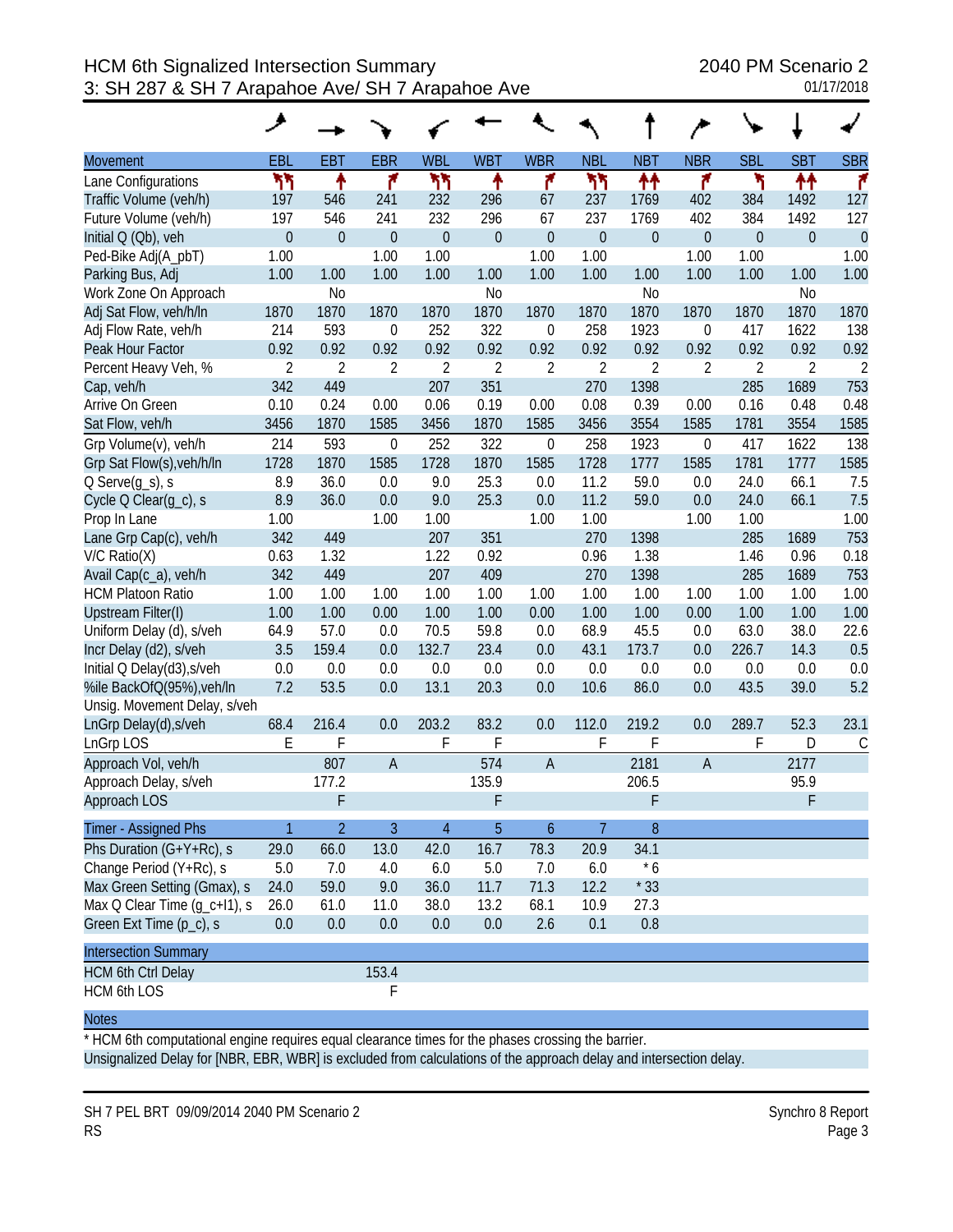# HCM 6th Signalized Intersection Summary
## 3: SH 287 & SH 7 Arapahoe Ave/ SH 7 Arapahoe Ave

2040 PM Scenario 2
01/17/2018

| Movement | EBL | EBT | EBR | WBL | WBT | WBR | NBL | NBT | NBR | SBL | SBT | SBR |
|---|---|---|---|---|---|---|---|---|---|---|---|---|
| Lane Configurations | ↰↰ | ↑ | ↱ | ↰↰ | ↑ | ↱ | ↰↰ | ↑↑ | ↱ | ↰ | ↑↑ | ↱ |
| Traffic Volume (veh/h) | 197 | 546 | 241 | 232 | 296 | 67 | 237 | 1769 | 402 | 384 | 1492 | 127 |
| Future Volume (veh/h) | 197 | 546 | 241 | 232 | 296 | 67 | 237 | 1769 | 402 | 384 | 1492 | 127 |
| Initial Q (Qb), veh | 0 | 0 | 0 | 0 | 0 | 0 | 0 | 0 | 0 | 0 | 0 | 0 |
| Ped-Bike Adj(A_pbT) | 1.00 | | 1.00 | 1.00 | | 1.00 | 1.00 | | 1.00 | 1.00 | | 1.00 |
| Parking Bus, Adj | 1.00 | 1.00 | 1.00 | 1.00 | 1.00 | 1.00 | 1.00 | 1.00 | 1.00 | 1.00 | 1.00 | 1.00 |
| Work Zone On Approach | | No | | | No | | | No | | | No | |
| Adj Sat Flow, veh/h/ln | 1870 | 1870 | 1870 | 1870 | 1870 | 1870 | 1870 | 1870 | 1870 | 1870 | 1870 | 1870 |
| Adj Flow Rate, veh/h | 214 | 593 | 0 | 252 | 322 | 0 | 258 | 1923 | 0 | 417 | 1622 | 138 |
| Peak Hour Factor | 0.92 | 0.92 | 0.92 | 0.92 | 0.92 | 0.92 | 0.92 | 0.92 | 0.92 | 0.92 | 0.92 | 0.92 |
| Percent Heavy Veh, % | 2 | 2 | 2 | 2 | 2 | 2 | 2 | 2 | 2 | 2 | 2 | 2 |
| Cap, veh/h | 342 | 449 | | 207 | 351 | | 270 | 1398 | | 285 | 1689 | 753 |
| Arrive On Green | 0.10 | 0.24 | 0.00 | 0.06 | 0.19 | 0.00 | 0.08 | 0.39 | 0.00 | 0.16 | 0.48 | 0.48 |
| Sat Flow, veh/h | 3456 | 1870 | 1585 | 3456 | 1870 | 1585 | 3456 | 3554 | 1585 | 1781 | 3554 | 1585 |
| Grp Volume(v), veh/h | 214 | 593 | 0 | 252 | 322 | 0 | 258 | 1923 | 0 | 417 | 1622 | 138 |
| Grp Sat Flow(s),veh/h/ln | 1728 | 1870 | 1585 | 1728 | 1870 | 1585 | 1728 | 1777 | 1585 | 1781 | 1777 | 1585 |
| Q Serve(g_s), s | 8.9 | 36.0 | 0.0 | 9.0 | 25.3 | 0.0 | 11.2 | 59.0 | 0.0 | 24.0 | 66.1 | 7.5 |
| Cycle Q Clear(g_c), s | 8.9 | 36.0 | 0.0 | 9.0 | 25.3 | 0.0 | 11.2 | 59.0 | 0.0 | 24.0 | 66.1 | 7.5 |
| Prop In Lane | 1.00 | | 1.00 | 1.00 | | 1.00 | 1.00 | | 1.00 | 1.00 | | 1.00 |
| Lane Grp Cap(c), veh/h | 342 | 449 | | 207 | 351 | | 270 | 1398 | | 285 | 1689 | 753 |
| V/C Ratio(X) | 0.63 | 1.32 | | 1.22 | 0.92 | | 0.96 | 1.38 | | 1.46 | 0.96 | 0.18 |
| Avail Cap(c_a), veh/h | 342 | 449 | | 207 | 409 | | 270 | 1398 | | 285 | 1689 | 753 |
| HCM Platoon Ratio | 1.00 | 1.00 | 1.00 | 1.00 | 1.00 | 1.00 | 1.00 | 1.00 | 1.00 | 1.00 | 1.00 | 1.00 |
| Upstream Filter(I) | 1.00 | 1.00 | 0.00 | 1.00 | 1.00 | 0.00 | 1.00 | 1.00 | 0.00 | 1.00 | 1.00 | 1.00 |
| Uniform Delay (d), s/veh | 64.9 | 57.0 | 0.0 | 70.5 | 59.8 | 0.0 | 68.9 | 45.5 | 0.0 | 63.0 | 38.0 | 22.6 |
| Incr Delay (d2), s/veh | 3.5 | 159.4 | 0.0 | 132.7 | 23.4 | 0.0 | 43.1 | 173.7 | 0.0 | 226.7 | 14.3 | 0.5 |
| Initial Q Delay(d3),s/veh | 0.0 | 0.0 | 0.0 | 0.0 | 0.0 | 0.0 | 0.0 | 0.0 | 0.0 | 0.0 | 0.0 | 0.0 |
| %ile BackOfQ(95%),veh/ln | 7.2 | 53.5 | 0.0 | 13.1 | 20.3 | 0.0 | 10.6 | 86.0 | 0.0 | 43.5 | 39.0 | 5.2 |
| Unsig. Movement Delay, s/veh | | | | | | | | | | | | |
| LnGrp Delay(d),s/veh | 68.4 | 216.4 | 0.0 | 203.2 | 83.2 | 0.0 | 112.0 | 219.2 | 0.0 | 289.7 | 52.3 | 23.1 |
| LnGrp LOS | E | F | | F | F | | F | F | | F | D | C |
| Approach Vol, veh/h | | 807 | A | | 574 | A | | 2181 | A | | 2177 | |
| Approach Delay, s/veh | | 177.2 | | | 135.9 | | | 206.5 | | | 95.9 | |
| Approach LOS | | F | | | F | | | F | | | F | |

| Timer - Assigned Phs | 1 | 2 | 3 | 4 | 5 | 6 | 7 | 8 |
|---|---|---|---|---|---|---|---|---|
| Phs Duration (G+Y+Rc), s | 29.0 | 66.0 | 13.0 | 42.0 | 16.7 | 78.3 | 20.9 | 34.1 |
| Change Period (Y+Rc), s | 5.0 | 7.0 | 4.0 | 6.0 | 5.0 | 7.0 | 6.0 | * 6 |
| Max Green Setting (Gmax), s | 24.0 | 59.0 | 9.0 | 36.0 | 11.7 | 71.3 | 12.2 | * 33 |
| Max Q Clear Time (g_c+I1), s | 26.0 | 61.0 | 11.0 | 38.0 | 13.2 | 68.1 | 10.9 | 27.3 |
| Green Ext Time (p_c), s | 0.0 | 0.0 | 0.0 | 0.0 | 0.0 | 2.6 | 0.1 | 0.8 |

| Intersection Summary | |
|---|---|
| HCM 6th Ctrl Delay | 153.4 |
| HCM 6th LOS | F |

**Notes**

* HCM 6th computational engine requires equal clearance times for the phases crossing the barrier.

Unsignalized Delay for [NBR, EBR, WBR] is excluded from calculations of the approach delay and intersection delay.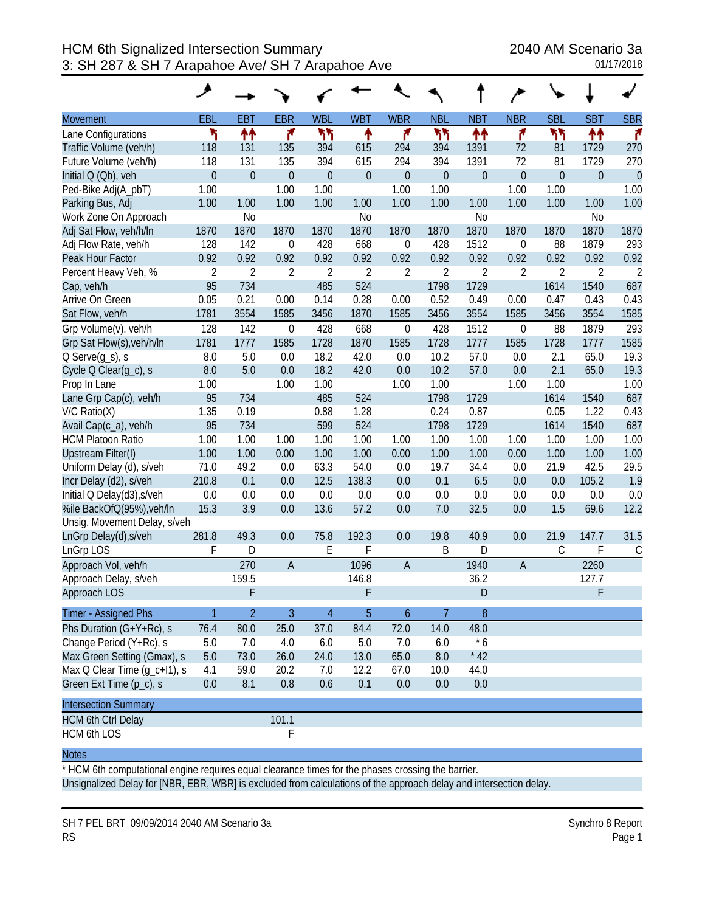# HCM 6th Signalized Intersection Summary
## 3: SH 287 & SH 7 Arapahoe Ave/ SH 7 Arapahoe Ave

2040 AM Scenario 3a
01/17/2018

| Movement | EBL | EBT | EBR | WBL | WBT | WBR | NBL | NBT | NBR | SBL | SBT | SBR |
|---|---|---|---|---|---|---|---|---|---|---|---|---|
| Lane Configurations | ↰ | ↑↑ | ↱ | ↰↰ | ↑ | ↱ | ↰↰ | ↑↑ | ↱ | ↰↰ | ↑↑ | ↱ |
| Traffic Volume (veh/h) | 118 | 131 | 135 | 394 | 615 | 294 | 394 | 1391 | 72 | 81 | 1729 | 270 |
| Future Volume (veh/h) | 118 | 131 | 135 | 394 | 615 | 294 | 394 | 1391 | 72 | 81 | 1729 | 270 |
| Initial Q (Qb), veh | 0 | 0 | 0 | 0 | 0 | 0 | 0 | 0 | 0 | 0 | 0 | 0 |
| Ped-Bike Adj(A_pbT) | 1.00 | | 1.00 | 1.00 | | 1.00 | 1.00 | | 1.00 | 1.00 | | 1.00 |
| Parking Bus, Adj | 1.00 | 1.00 | 1.00 | 1.00 | 1.00 | 1.00 | 1.00 | 1.00 | 1.00 | 1.00 | 1.00 | 1.00 |
| Work Zone On Approach | | No | | | No | | | No | | | No | |
| Adj Sat Flow, veh/h/ln | 1870 | 1870 | 1870 | 1870 | 1870 | 1870 | 1870 | 1870 | 1870 | 1870 | 1870 | 1870 |
| Adj Flow Rate, veh/h | 128 | 142 | 0 | 428 | 668 | 0 | 428 | 1512 | 0 | 88 | 1879 | 293 |
| Peak Hour Factor | 0.92 | 0.92 | 0.92 | 0.92 | 0.92 | 0.92 | 0.92 | 0.92 | 0.92 | 0.92 | 0.92 | 0.92 |
| Percent Heavy Veh, % | 2 | 2 | 2 | 2 | 2 | 2 | 2 | 2 | 2 | 2 | 2 | 2 |
| Cap, veh/h | 95 | 734 | | 485 | 524 | | 1798 | 1729 | | 1614 | 1540 | 687 |
| Arrive On Green | 0.05 | 0.21 | 0.00 | 0.14 | 0.28 | 0.00 | 0.52 | 0.49 | 0.00 | 0.47 | 0.43 | 0.43 |
| Sat Flow, veh/h | 1781 | 3554 | 1585 | 3456 | 1870 | 1585 | 3456 | 3554 | 1585 | 3456 | 3554 | 1585 |
| Grp Volume(v), veh/h | 128 | 142 | 0 | 428 | 668 | 0 | 428 | 1512 | 0 | 88 | 1879 | 293 |
| Grp Sat Flow(s),veh/h/ln | 1781 | 1777 | 1585 | 1728 | 1870 | 1585 | 1728 | 1777 | 1585 | 1728 | 1777 | 1585 |
| Q Serve(g_s), s | 8.0 | 5.0 | 0.0 | 18.2 | 42.0 | 0.0 | 10.2 | 57.0 | 0.0 | 2.1 | 65.0 | 19.3 |
| Cycle Q Clear(g_c), s | 8.0 | 5.0 | 0.0 | 18.2 | 42.0 | 0.0 | 10.2 | 57.0 | 0.0 | 2.1 | 65.0 | 19.3 |
| Prop In Lane | 1.00 | | 1.00 | 1.00 | | 1.00 | 1.00 | | 1.00 | 1.00 | | 1.00 |
| Lane Grp Cap(c), veh/h | 95 | 734 | | 485 | 524 | | 1798 | 1729 | | 1614 | 1540 | 687 |
| V/C Ratio(X) | 1.35 | 0.19 | | 0.88 | 1.28 | | 0.24 | 0.87 | | 0.05 | 1.22 | 0.43 |
| Avail Cap(c_a), veh/h | 95 | 734 | | 599 | 524 | | 1798 | 1729 | | 1614 | 1540 | 687 |
| HCM Platoon Ratio | 1.00 | 1.00 | 1.00 | 1.00 | 1.00 | 1.00 | 1.00 | 1.00 | 1.00 | 1.00 | 1.00 | 1.00 |
| Upstream Filter(I) | 1.00 | 1.00 | 0.00 | 1.00 | 1.00 | 0.00 | 1.00 | 1.00 | 0.00 | 1.00 | 1.00 | 1.00 |
| Uniform Delay (d), s/veh | 71.0 | 49.2 | 0.0 | 63.3 | 54.0 | 0.0 | 19.7 | 34.4 | 0.0 | 21.9 | 42.5 | 29.5 |
| Incr Delay (d2), s/veh | 210.8 | 0.1 | 0.0 | 12.5 | 138.3 | 0.0 | 0.1 | 6.5 | 0.0 | 0.0 | 105.2 | 1.9 |
| Initial Q Delay(d3),s/veh | 0.0 | 0.0 | 0.0 | 0.0 | 0.0 | 0.0 | 0.0 | 0.0 | 0.0 | 0.0 | 0.0 | 0.0 |
| %ile BackOfQ(95%),veh/ln | 15.3 | 3.9 | 0.0 | 13.6 | 57.2 | 0.0 | 7.0 | 32.5 | 0.0 | 1.5 | 69.6 | 12.2 |
| Unsig. Movement Delay, s/veh | | | | | | | | | | | | |
| LnGrp Delay(d),s/veh | 281.8 | 49.3 | 0.0 | 75.8 | 192.3 | 0.0 | 19.8 | 40.9 | 0.0 | 21.9 | 147.7 | 31.5 |
| LnGrp LOS | F | D | | E | F | | B | D | | C | F | C |
| Approach Vol, veh/h | | 270 | A | | 1096 | A | | 1940 | A | | 2260 | |
| Approach Delay, s/veh | | 159.5 | | | 146.8 | | | 36.2 | | | 127.7 | |
| Approach LOS | | F | | | F | | | D | | | F | |

| Timer - Assigned Phs | 1 | 2 | 3 | 4 | 5 | 6 | 7 | 8 |
|---|---|---|---|---|---|---|---|---|
| Phs Duration (G+Y+Rc), s | 76.4 | 80.0 | 25.0 | 37.0 | 84.4 | 72.0 | 14.0 | 48.0 |
| Change Period (Y+Rc), s | 5.0 | 7.0 | 4.0 | 6.0 | 5.0 | 7.0 | 6.0 | * 6 |
| Max Green Setting (Gmax), s | 5.0 | 73.0 | 26.0 | 24.0 | 13.0 | 65.0 | 8.0 | * 42 |
| Max Q Clear Time (g_c+I1), s | 4.1 | 59.0 | 20.2 | 7.0 | 12.2 | 67.0 | 10.0 | 44.0 |
| Green Ext Time (p_c), s | 0.0 | 8.1 | 0.8 | 0.6 | 0.1 | 0.0 | 0.0 | 0.0 |

| Intersection Summary | |
|---|---|
| HCM 6th Ctrl Delay | 101.1 |
| HCM 6th LOS | F |

**Notes**

* HCM 6th computational engine requires equal clearance times for the phases crossing the barrier.

Unsignalized Delay for [NBR, EBR, WBR] is excluded from calculations of the approach delay and intersection delay.

SH 7 PEL BRT 09/09/2014 2040 AM Scenario 3a
RS

Synchro 8 Report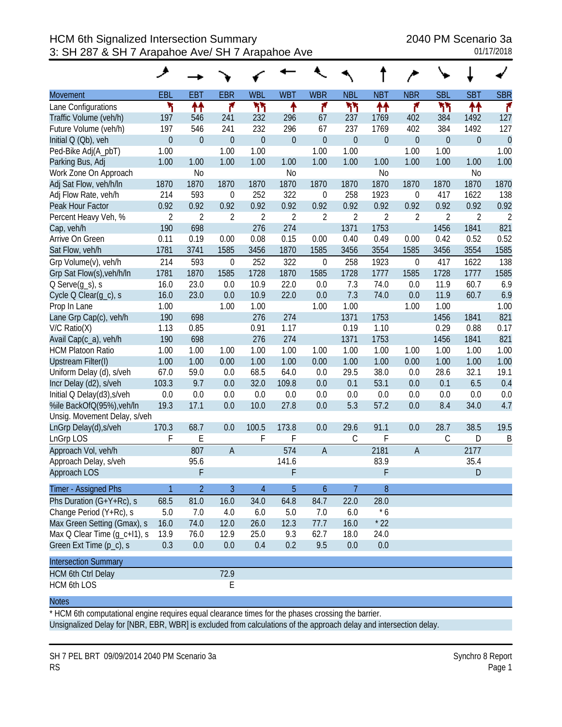# HCM 6th Signalized Intersection Summary

## 3: SH 287 & SH 7 Arapahoe Ave/ SH 7 Arapahoe Ave

2040 PM Scenario 3a
01/17/2018

| Movement | EBL | EBT | EBR | WBL | WBT | WBR | NBL | NBT | NBR | SBL | SBT | SBR |
|---|---|---|---|---|---|---|---|---|---|---|---|---|
| Lane Configurations | | | | | | | | | | | | |
| Traffic Volume (veh/h) | 197 | 546 | 241 | 232 | 296 | 67 | 237 | 1769 | 402 | 384 | 1492 | 127 |
| Future Volume (veh/h) | 197 | 546 | 241 | 232 | 296 | 67 | 237 | 1769 | 402 | 384 | 1492 | 127 |
| Initial Q (Qb), veh | 0 | 0 | 0 | 0 | 0 | 0 | 0 | 0 | 0 | 0 | 0 | 0 |
| Ped-Bike Adj(A_pbT) | 1.00 | | 1.00 | 1.00 | | 1.00 | 1.00 | | 1.00 | 1.00 | | 1.00 |
| Parking Bus, Adj | 1.00 | 1.00 | 1.00 | 1.00 | 1.00 | 1.00 | 1.00 | 1.00 | 1.00 | 1.00 | 1.00 | 1.00 |
| Work Zone On Approach | | No | | | No | | | No | | | No | |
| Adj Sat Flow, veh/h/ln | 1870 | 1870 | 1870 | 1870 | 1870 | 1870 | 1870 | 1870 | 1870 | 1870 | 1870 | 1870 |
| Adj Flow Rate, veh/h | 214 | 593 | 0 | 252 | 322 | 0 | 258 | 1923 | 0 | 417 | 1622 | 138 |
| Peak Hour Factor | 0.92 | 0.92 | 0.92 | 0.92 | 0.92 | 0.92 | 0.92 | 0.92 | 0.92 | 0.92 | 0.92 | 0.92 |
| Percent Heavy Veh, % | 2 | 2 | 2 | 2 | 2 | 2 | 2 | 2 | 2 | 2 | 2 | 2 |
| Cap, veh/h | 190 | 698 | | 276 | 274 | | 1371 | 1753 | | 1456 | 1841 | 821 |
| Arrive On Green | 0.11 | 0.19 | 0.00 | 0.08 | 0.15 | 0.00 | 0.40 | 0.49 | 0.00 | 0.42 | 0.52 | 0.52 |
| Sat Flow, veh/h | 1781 | 3741 | 1585 | 3456 | 1870 | 1585 | 3456 | 3554 | 1585 | 3456 | 3554 | 1585 |
| Grp Volume(v), veh/h | 214 | 593 | 0 | 252 | 322 | 0 | 258 | 1923 | 0 | 417 | 1622 | 138 |
| Grp Sat Flow(s),veh/h/ln | 1781 | 1870 | 1585 | 1728 | 1870 | 1585 | 1728 | 1777 | 1585 | 1728 | 1777 | 1585 |
| Q Serve(g_s), s | 16.0 | 23.0 | 0.0 | 10.9 | 22.0 | 0.0 | 7.3 | 74.0 | 0.0 | 11.9 | 60.7 | 6.9 |
| Cycle Q Clear(g_c), s | 16.0 | 23.0 | 0.0 | 10.9 | 22.0 | 0.0 | 7.3 | 74.0 | 0.0 | 11.9 | 60.7 | 6.9 |
| Prop In Lane | 1.00 | | 1.00 | 1.00 | | 1.00 | 1.00 | | 1.00 | 1.00 | | 1.00 |
| Lane Grp Cap(c), veh/h | 190 | 698 | | 276 | 274 | | 1371 | 1753 | | 1456 | 1841 | 821 |
| V/C Ratio(X) | 1.13 | 0.85 | | 0.91 | 1.17 | | 0.19 | 1.10 | | 0.29 | 0.88 | 0.17 |
| Avail Cap(c_a), veh/h | 190 | 698 | | 276 | 274 | | 1371 | 1753 | | 1456 | 1841 | 821 |
| HCM Platoon Ratio | 1.00 | 1.00 | 1.00 | 1.00 | 1.00 | 1.00 | 1.00 | 1.00 | 1.00 | 1.00 | 1.00 | 1.00 |
| Upstream Filter(I) | 1.00 | 1.00 | 0.00 | 1.00 | 1.00 | 0.00 | 1.00 | 1.00 | 0.00 | 1.00 | 1.00 | 1.00 |
| Uniform Delay (d), s/veh | 67.0 | 59.0 | 0.0 | 68.5 | 64.0 | 0.0 | 29.5 | 38.0 | 0.0 | 28.6 | 32.1 | 19.1 |
| Incr Delay (d2), s/veh | 103.3 | 9.7 | 0.0 | 32.0 | 109.8 | 0.0 | 0.1 | 53.1 | 0.0 | 0.1 | 6.5 | 0.4 |
| Initial Q Delay(d3),s/veh | 0.0 | 0.0 | 0.0 | 0.0 | 0.0 | 0.0 | 0.0 | 0.0 | 0.0 | 0.0 | 0.0 | 0.0 |
| %ile BackOfQ(95%),veh/ln | 19.3 | 17.1 | 0.0 | 10.0 | 27.8 | 0.0 | 5.3 | 57.2 | 0.0 | 8.4 | 34.0 | 4.7 |
| Unsig. Movement Delay, s/veh | | | | | | | | | | | | |
| LnGrp Delay(d),s/veh | 170.3 | 68.7 | 0.0 | 100.5 | 173.8 | 0.0 | 29.6 | 91.1 | 0.0 | 28.7 | 38.5 | 19.5 |
| LnGrp LOS | F | E | | F | F | | C | F | | C | D | B |
| Approach Vol, veh/h | | 807 | A | | 574 | A | | 2181 | A | | 2177 | |
| Approach Delay, s/veh | | 95.6 | | | 141.6 | | | 83.9 | | | 35.4 | |
| Approach LOS | | F | | | F | | | F | | | D | |

| Timer - Assigned Phs | 1 | 2 | 3 | 4 | 5 | 6 | 7 | 8 |
|---|---|---|---|---|---|---|---|---|
| Phs Duration (G+Y+Rc), s | 68.5 | 81.0 | 16.0 | 34.0 | 64.8 | 84.7 | 22.0 | 28.0 |
| Change Period (Y+Rc), s | 5.0 | 7.0 | 4.0 | 6.0 | 5.0 | 7.0 | 6.0 | * 6 |
| Max Green Setting (Gmax), s | 16.0 | 74.0 | 12.0 | 26.0 | 12.3 | 77.7 | 16.0 | * 22 |
| Max Q Clear Time (g_c+I1), s | 13.9 | 76.0 | 12.9 | 25.0 | 9.3 | 62.7 | 18.0 | 24.0 |
| Green Ext Time (p_c), s | 0.3 | 0.0 | 0.0 | 0.4 | 0.2 | 9.5 | 0.0 | 0.0 |

| Intersection Summary | |
|---|---|
| HCM 6th Ctrl Delay | 72.9 |
| HCM 6th LOS | E |

**Notes**

* HCM 6th computational engine requires equal clearance times for the phases crossing the barrier.

Unsignalized Delay for [NBR, EBR, WBR] is excluded from calculations of the approach delay and intersection delay.

SH 7 PEL BRT 09/09/2014 2040 PM Scenario 3a
RS

Synchro 8 Report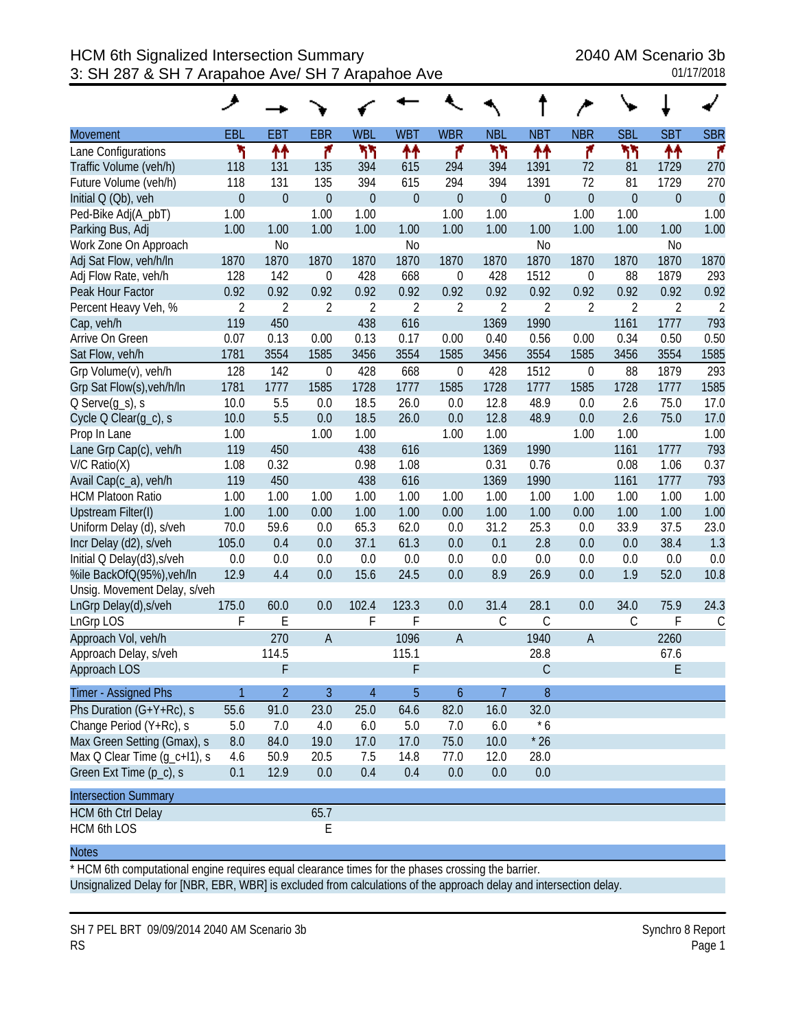# HCM 6th Signalized Intersection Summary

## 3: SH 287 & SH 7 Arapahoe Ave/ SH 7 Arapahoe Ave

2040 AM Scenario 3b
01/17/2018

| Movement | EBL | EBT | EBR | WBL | WBT | WBR | NBL | NBT | NBR | SBL | SBT | SBR |
|---|---|---|---|---|---|---|---|---|---|---|---|---|
| Lane Configurations | | | | | | | | | | | | |
| Traffic Volume (veh/h) | 118 | 131 | 135 | 394 | 615 | 294 | 394 | 1391 | 72 | 81 | 1729 | 270 |
| Future Volume (veh/h) | 118 | 131 | 135 | 394 | 615 | 294 | 394 | 1391 | 72 | 81 | 1729 | 270 |
| Initial Q (Qb), veh | 0 | 0 | 0 | 0 | 0 | 0 | 0 | 0 | 0 | 0 | 0 | 0 |
| Ped-Bike Adj(A_pbT) | 1.00 | | 1.00 | 1.00 | | 1.00 | 1.00 | | 1.00 | 1.00 | | 1.00 |
| Parking Bus, Adj | 1.00 | 1.00 | 1.00 | 1.00 | 1.00 | 1.00 | 1.00 | 1.00 | 1.00 | 1.00 | 1.00 | 1.00 |
| Work Zone On Approach | | No | | | No | | | No | | | No | |
| Adj Sat Flow, veh/h/ln | 1870 | 1870 | 1870 | 1870 | 1870 | 1870 | 1870 | 1870 | 1870 | 1870 | 1870 | 1870 |
| Adj Flow Rate, veh/h | 128 | 142 | 0 | 428 | 668 | 0 | 428 | 1512 | 0 | 88 | 1879 | 293 |
| Peak Hour Factor | 0.92 | 0.92 | 0.92 | 0.92 | 0.92 | 0.92 | 0.92 | 0.92 | 0.92 | 0.92 | 0.92 | 0.92 |
| Percent Heavy Veh, % | 2 | 2 | 2 | 2 | 2 | 2 | 2 | 2 | 2 | 2 | 2 | 2 |
| Cap, veh/h | 119 | 450 | | 438 | 616 | | 1369 | 1990 | | 1161 | 1777 | 793 |
| Arrive On Green | 0.07 | 0.13 | 0.00 | 0.13 | 0.17 | 0.00 | 0.40 | 0.56 | 0.00 | 0.34 | 0.50 | 0.50 |
| Sat Flow, veh/h | 1781 | 3554 | 1585 | 3456 | 3554 | 1585 | 3456 | 3554 | 1585 | 3456 | 3554 | 1585 |
| Grp Volume(v), veh/h | 128 | 142 | 0 | 428 | 668 | 0 | 428 | 1512 | 0 | 88 | 1879 | 293 |
| Grp Sat Flow(s),veh/h/ln | 1781 | 1777 | 1585 | 1728 | 1777 | 1585 | 1728 | 1777 | 1585 | 1728 | 1777 | 1585 |
| Q Serve(g_s), s | 10.0 | 5.5 | 0.0 | 18.5 | 26.0 | 0.0 | 12.8 | 48.9 | 0.0 | 2.6 | 75.0 | 17.0 |
| Cycle Q Clear(g_c), s | 10.0 | 5.5 | 0.0 | 18.5 | 26.0 | 0.0 | 12.8 | 48.9 | 0.0 | 2.6 | 75.0 | 17.0 |
| Prop In Lane | 1.00 | | 1.00 | 1.00 | | 1.00 | 1.00 | | 1.00 | 1.00 | | 1.00 |
| Lane Grp Cap(c), veh/h | 119 | 450 | | 438 | 616 | | 1369 | 1990 | | 1161 | 1777 | 793 |
| V/C Ratio(X) | 1.08 | 0.32 | | 0.98 | 1.08 | | 0.31 | 0.76 | | 0.08 | 1.06 | 0.37 |
| Avail Cap(c_a), veh/h | 119 | 450 | | 438 | 616 | | 1369 | 1990 | | 1161 | 1777 | 793 |
| HCM Platoon Ratio | 1.00 | 1.00 | 1.00 | 1.00 | 1.00 | 1.00 | 1.00 | 1.00 | 1.00 | 1.00 | 1.00 | 1.00 |
| Upstream Filter(I) | 1.00 | 1.00 | 0.00 | 1.00 | 1.00 | 0.00 | 1.00 | 1.00 | 0.00 | 1.00 | 1.00 | 1.00 |
| Uniform Delay (d), s/veh | 70.0 | 59.6 | 0.0 | 65.3 | 62.0 | 0.0 | 31.2 | 25.3 | 0.0 | 33.9 | 37.5 | 23.0 |
| Incr Delay (d2), s/veh | 105.0 | 0.4 | 0.0 | 37.1 | 61.3 | 0.0 | 0.1 | 2.8 | 0.0 | 0.0 | 38.4 | 1.3 |
| Initial Q Delay(d3),s/veh | 0.0 | 0.0 | 0.0 | 0.0 | 0.0 | 0.0 | 0.0 | 0.0 | 0.0 | 0.0 | 0.0 | 0.0 |
| %ile BackOfQ(95%),veh/ln | 12.9 | 4.4 | 0.0 | 15.6 | 24.5 | 0.0 | 8.9 | 26.9 | 0.0 | 1.9 | 52.0 | 10.8 |
| Unsig. Movement Delay, s/veh | | | | | | | | | | | | |
| LnGrp Delay(d),s/veh | 175.0 | 60.0 | 0.0 | 102.4 | 123.3 | 0.0 | 31.4 | 28.1 | 0.0 | 34.0 | 75.9 | 24.3 |
| LnGrp LOS | F | E | | F | F | | C | C | | C | F | C |
| Approach Vol, veh/h | | 270 | A | | 1096 | A | | 1940 | A | | 2260 | |
| Approach Delay, s/veh | | 114.5 | | | 115.1 | | | 28.8 | | | 67.6 | |
| Approach LOS | | F | | | F | | | C | | | E | |

| Timer - Assigned Phs | 1 | 2 | 3 | 4 | 5 | 6 | 7 | 8 |
|---|---|---|---|---|---|---|---|---|
| Phs Duration (G+Y+Rc), s | 55.6 | 91.0 | 23.0 | 25.0 | 64.6 | 82.0 | 16.0 | 32.0 |
| Change Period (Y+Rc), s | 5.0 | 7.0 | 4.0 | 6.0 | 5.0 | 7.0 | 6.0 | * 6 |
| Max Green Setting (Gmax), s | 8.0 | 84.0 | 19.0 | 17.0 | 17.0 | 75.0 | 10.0 | * 26 |
| Max Q Clear Time (g_c+I1), s | 4.6 | 50.9 | 20.5 | 7.5 | 14.8 | 77.0 | 12.0 | 28.0 |
| Green Ext Time (p_c), s | 0.1 | 12.9 | 0.0 | 0.4 | 0.4 | 0.0 | 0.0 | 0.0 |

| Intersection Summary | |
|---|---|
| HCM 6th Ctrl Delay | 65.7 |
| HCM 6th LOS | E |

**Notes**

* HCM 6th computational engine requires equal clearance times for the phases crossing the barrier.

Unsignalized Delay for [NBR, EBR, WBR] is excluded from calculations of the approach delay and intersection delay.

SH 7 PEL BRT 09/09/2014 2040 AM Scenario 3b
RS

Synchro 8 Report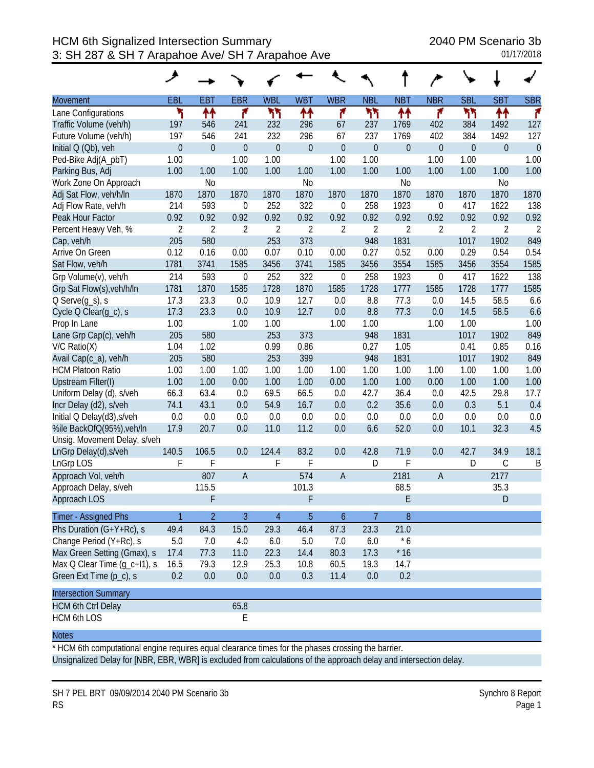# HCM 6th Signalized Intersection Summary

## 3: SH 287 & SH 7 Arapahoe Ave/ SH 7 Arapahoe Ave

2040 PM Scenario 3b
01/17/2018

| Movement | EBL | EBT | EBR | WBL | WBT | WBR | NBL | NBT | NBR | SBL | SBT | SBR |
|---|---|---|---|---|---|---|---|---|---|---|---|---|
| Lane Configurations | | | | | | | | | | | | |
| Traffic Volume (veh/h) | 197 | 546 | 241 | 232 | 296 | 67 | 237 | 1769 | 402 | 384 | 1492 | 127 |
| Future Volume (veh/h) | 197 | 546 | 241 | 232 | 296 | 67 | 237 | 1769 | 402 | 384 | 1492 | 127 |
| Initial Q (Qb), veh | 0 | 0 | 0 | 0 | 0 | 0 | 0 | 0 | 0 | 0 | 0 | 0 |
| Ped-Bike Adj(A_pbT) | 1.00 | | 1.00 | 1.00 | | 1.00 | 1.00 | | 1.00 | 1.00 | | 1.00 |
| Parking Bus, Adj | 1.00 | 1.00 | 1.00 | 1.00 | 1.00 | 1.00 | 1.00 | 1.00 | 1.00 | 1.00 | 1.00 | 1.00 |
| Work Zone On Approach | | No | | | No | | | No | | | No | |
| Adj Sat Flow, veh/h/ln | 1870 | 1870 | 1870 | 1870 | 1870 | 1870 | 1870 | 1870 | 1870 | 1870 | 1870 | 1870 |
| Adj Flow Rate, veh/h | 214 | 593 | 0 | 252 | 322 | 0 | 258 | 1923 | 0 | 417 | 1622 | 138 |
| Peak Hour Factor | 0.92 | 0.92 | 0.92 | 0.92 | 0.92 | 0.92 | 0.92 | 0.92 | 0.92 | 0.92 | 0.92 | 0.92 |
| Percent Heavy Veh, % | 2 | 2 | 2 | 2 | 2 | 2 | 2 | 2 | 2 | 2 | 2 | 2 |
| Cap, veh/h | 205 | 580 | | 253 | 373 | | 948 | 1831 | | 1017 | 1902 | 849 |
| Arrive On Green | 0.12 | 0.16 | 0.00 | 0.07 | 0.10 | 0.00 | 0.27 | 0.52 | 0.00 | 0.29 | 0.54 | 0.54 |
| Sat Flow, veh/h | 1781 | 3741 | 1585 | 3456 | 3741 | 1585 | 3456 | 3554 | 1585 | 3456 | 3554 | 1585 |
| Grp Volume(v), veh/h | 214 | 593 | 0 | 252 | 322 | 0 | 258 | 1923 | 0 | 417 | 1622 | 138 |
| Grp Sat Flow(s),veh/h/ln | 1781 | 1870 | 1585 | 1728 | 1870 | 1585 | 1728 | 1777 | 1585 | 1728 | 1777 | 1585 |
| Q Serve(g_s), s | 17.3 | 23.3 | 0.0 | 10.9 | 12.7 | 0.0 | 8.8 | 77.3 | 0.0 | 14.5 | 58.5 | 6.6 |
| Cycle Q Clear(g_c), s | 17.3 | 23.3 | 0.0 | 10.9 | 12.7 | 0.0 | 8.8 | 77.3 | 0.0 | 14.5 | 58.5 | 6.6 |
| Prop In Lane | 1.00 | | 1.00 | 1.00 | | 1.00 | 1.00 | | 1.00 | 1.00 | | 1.00 |
| Lane Grp Cap(c), veh/h | 205 | 580 | | 253 | 373 | | 948 | 1831 | | 1017 | 1902 | 849 |
| V/C Ratio(X) | 1.04 | 1.02 | | 0.99 | 0.86 | | 0.27 | 1.05 | | 0.41 | 0.85 | 0.16 |
| Avail Cap(c_a), veh/h | 205 | 580 | | 253 | 399 | | 948 | 1831 | | 1017 | 1902 | 849 |
| HCM Platoon Ratio | 1.00 | 1.00 | 1.00 | 1.00 | 1.00 | 1.00 | 1.00 | 1.00 | 1.00 | 1.00 | 1.00 | 1.00 |
| Upstream Filter(I) | 1.00 | 1.00 | 0.00 | 1.00 | 1.00 | 0.00 | 1.00 | 1.00 | 0.00 | 1.00 | 1.00 | 1.00 |
| Uniform Delay (d), s/veh | 66.3 | 63.4 | 0.0 | 69.5 | 66.5 | 0.0 | 42.7 | 36.4 | 0.0 | 42.5 | 29.8 | 17.7 |
| Incr Delay (d2), s/veh | 74.1 | 43.1 | 0.0 | 54.9 | 16.7 | 0.0 | 0.2 | 35.6 | 0.0 | 0.3 | 5.1 | 0.4 |
| Initial Q Delay(d3),s/veh | 0.0 | 0.0 | 0.0 | 0.0 | 0.0 | 0.0 | 0.0 | 0.0 | 0.0 | 0.0 | 0.0 | 0.0 |
| %ile BackOfQ(95%),veh/ln | 17.9 | 20.7 | 0.0 | 11.0 | 11.2 | 0.0 | 6.6 | 52.0 | 0.0 | 10.1 | 32.3 | 4.5 |
| Unsig. Movement Delay, s/veh | | | | | | | | | | | | |
| LnGrp Delay(d),s/veh | 140.5 | 106.5 | 0.0 | 124.4 | 83.2 | 0.0 | 42.8 | 71.9 | 0.0 | 42.7 | 34.9 | 18.1 |
| LnGrp LOS | F | F | | F | F | | D | F | | D | C | B |
| Approach Vol, veh/h | | 807 | A | | 574 | A | | 2181 | A | | 2177 | |
| Approach Delay, s/veh | | 115.5 | | | 101.3 | | | 68.5 | | | 35.3 | |
| Approach LOS | | F | | | F | | | E | | | D | |

| Timer - Assigned Phs | 1 | 2 | 3 | 4 | 5 | 6 | 7 | 8 |
|---|---|---|---|---|---|---|---|---|
| Phs Duration (G+Y+Rc), s | 49.4 | 84.3 | 15.0 | 29.3 | 46.4 | 87.3 | 23.3 | 21.0 |
| Change Period (Y+Rc), s | 5.0 | 7.0 | 4.0 | 6.0 | 5.0 | 7.0 | 6.0 | * 6 |
| Max Green Setting (Gmax), s | 17.4 | 77.3 | 11.0 | 22.3 | 14.4 | 80.3 | 17.3 | * 16 |
| Max Q Clear Time (g_c+I1), s | 16.5 | 79.3 | 12.9 | 25.3 | 10.8 | 60.5 | 19.3 | 14.7 |
| Green Ext Time (p_c), s | 0.2 | 0.0 | 0.0 | 0.0 | 0.3 | 11.4 | 0.0 | 0.2 |

| Intersection Summary | | |
|---|---|---|
| HCM 6th Ctrl Delay | | 65.8 |
| HCM 6th LOS | | E |

**Notes**

* HCM 6th computational engine requires equal clearance times for the phases crossing the barrier.

Unsignalized Delay for [NBR, EBR, WBR] is excluded from calculations of the approach delay and intersection delay.

SH 7 PEL BRT 09/09/2014 2040 PM Scenario 3b
RS

Synchro 8 Report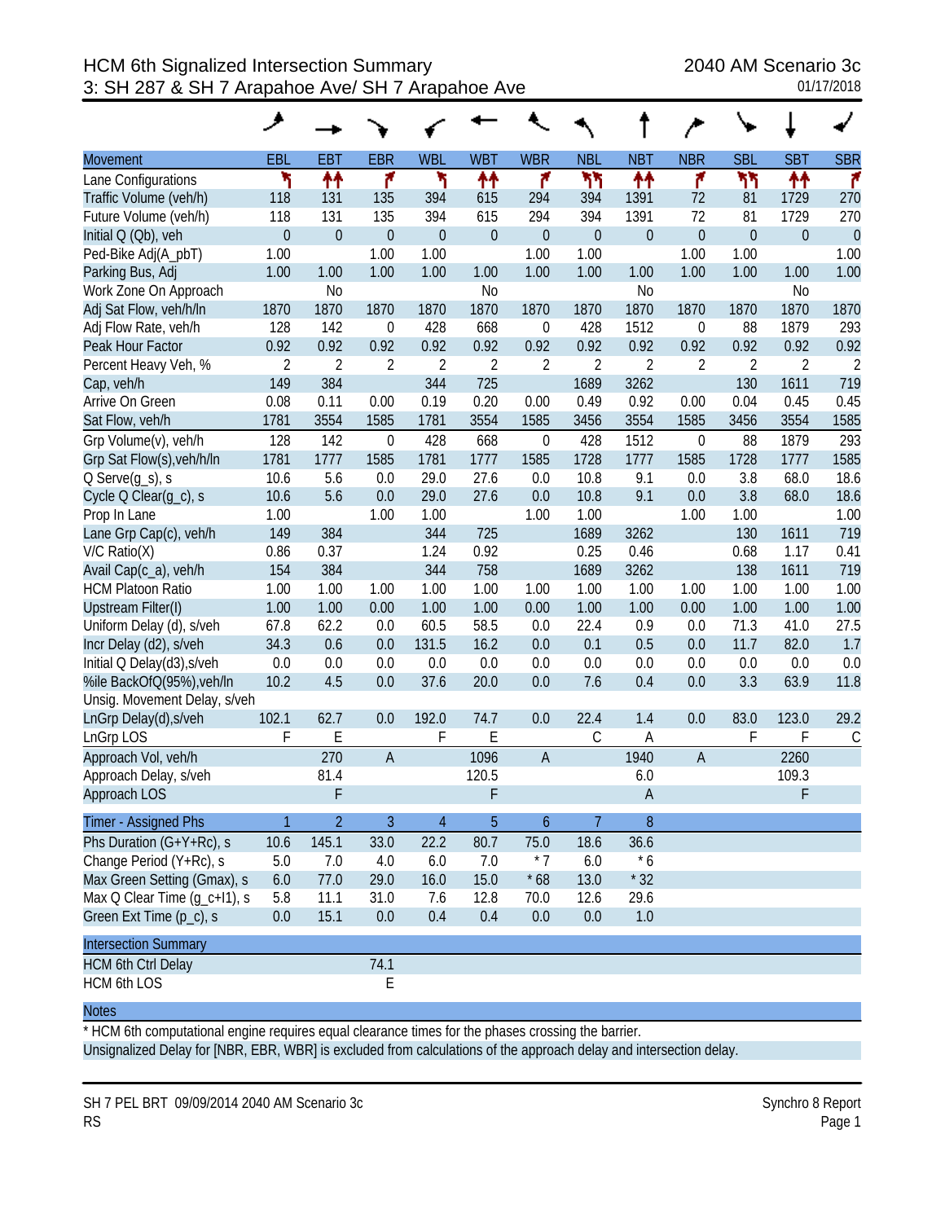# HCM 6th Signalized Intersection Summary
## 3: SH 287 & SH 7 Arapahoe Ave/ SH 7 Arapahoe Ave

2040 AM Scenario 3c
01/17/2018

| Movement | EBL | EBT | EBR | WBL | WBT | WBR | NBL | NBT | NBR | SBL | SBT | SBR |
|---|---|---|---|---|---|---|---|---|---|---|---|---|
| Lane Configurations | | | | | | | | | | | | |
| Traffic Volume (veh/h) | 118 | 131 | 135 | 394 | 615 | 294 | 394 | 1391 | 72 | 81 | 1729 | 270 |
| Future Volume (veh/h) | 118 | 131 | 135 | 394 | 615 | 294 | 394 | 1391 | 72 | 81 | 1729 | 270 |
| Initial Q (Qb), veh | 0 | 0 | 0 | 0 | 0 | 0 | 0 | 0 | 0 | 0 | 0 | 0 |
| Ped-Bike Adj(A_pbT) | 1.00 | | 1.00 | 1.00 | | 1.00 | 1.00 | | 1.00 | 1.00 | | 1.00 |
| Parking Bus, Adj | 1.00 | 1.00 | 1.00 | 1.00 | 1.00 | 1.00 | 1.00 | 1.00 | 1.00 | 1.00 | 1.00 | 1.00 |
| Work Zone On Approach | | No | | | No | | | No | | | No | |
| Adj Sat Flow, veh/h/ln | 1870 | 1870 | 1870 | 1870 | 1870 | 1870 | 1870 | 1870 | 1870 | 1870 | 1870 | 1870 |
| Adj Flow Rate, veh/h | 128 | 142 | 0 | 428 | 668 | 0 | 428 | 1512 | 0 | 88 | 1879 | 293 |
| Peak Hour Factor | 0.92 | 0.92 | 0.92 | 0.92 | 0.92 | 0.92 | 0.92 | 0.92 | 0.92 | 0.92 | 0.92 | 0.92 |
| Percent Heavy Veh, % | 2 | 2 | 2 | 2 | 2 | 2 | 2 | 2 | 2 | 2 | 2 | 2 |
| Cap, veh/h | 149 | 384 | | 344 | 725 | | 1689 | 3262 | | 130 | 1611 | 719 |
| Arrive On Green | 0.08 | 0.11 | 0.00 | 0.19 | 0.20 | 0.00 | 0.49 | 0.92 | 0.00 | 0.04 | 0.45 | 0.45 |
| Sat Flow, veh/h | 1781 | 3554 | 1585 | 1781 | 3554 | 1585 | 3456 | 3554 | 1585 | 3456 | 3554 | 1585 |
| Grp Volume(v), veh/h | 128 | 142 | 0 | 428 | 668 | 0 | 428 | 1512 | 0 | 88 | 1879 | 293 |
| Grp Sat Flow(s),veh/h/ln | 1781 | 1777 | 1585 | 1781 | 1777 | 1585 | 1728 | 1777 | 1585 | 1728 | 1777 | 1585 |
| Q Serve(g_s), s | 10.6 | 5.6 | 0.0 | 29.0 | 27.6 | 0.0 | 10.8 | 9.1 | 0.0 | 3.8 | 68.0 | 18.6 |
| Cycle Q Clear(g_c), s | 10.6 | 5.6 | 0.0 | 29.0 | 27.6 | 0.0 | 10.8 | 9.1 | 0.0 | 3.8 | 68.0 | 18.6 |
| Prop In Lane | 1.00 | | 1.00 | 1.00 | | 1.00 | 1.00 | | 1.00 | 1.00 | | 1.00 |
| Lane Grp Cap(c), veh/h | 149 | 384 | | 344 | 725 | | 1689 | 3262 | | 130 | 1611 | 719 |
| V/C Ratio(X) | 0.86 | 0.37 | | 1.24 | 0.92 | | 0.25 | 0.46 | | 0.68 | 1.17 | 0.41 |
| Avail Cap(c_a), veh/h | 154 | 384 | | 344 | 758 | | 1689 | 3262 | | 138 | 1611 | 719 |
| HCM Platoon Ratio | 1.00 | 1.00 | 1.00 | 1.00 | 1.00 | 1.00 | 1.00 | 1.00 | 1.00 | 1.00 | 1.00 | 1.00 |
| Upstream Filter(I) | 1.00 | 1.00 | 0.00 | 1.00 | 1.00 | 0.00 | 1.00 | 1.00 | 0.00 | 1.00 | 1.00 | 1.00 |
| Uniform Delay (d), s/veh | 67.8 | 62.2 | 0.0 | 60.5 | 58.5 | 0.0 | 22.4 | 0.9 | 0.0 | 71.3 | 41.0 | 27.5 |
| Incr Delay (d2), s/veh | 34.3 | 0.6 | 0.0 | 131.5 | 16.2 | 0.0 | 0.1 | 0.5 | 0.0 | 11.7 | 82.0 | 1.7 |
| Initial Q Delay(d3),s/veh | 0.0 | 0.0 | 0.0 | 0.0 | 0.0 | 0.0 | 0.0 | 0.0 | 0.0 | 0.0 | 0.0 | 0.0 |
| %ile BackOfQ(95%),veh/ln | 10.2 | 4.5 | 0.0 | 37.6 | 20.0 | 0.0 | 7.6 | 0.4 | 0.0 | 3.3 | 63.9 | 11.8 |
| Unsig. Movement Delay, s/veh | | | | | | | | | | | | |
| LnGrp Delay(d),s/veh | 102.1 | 62.7 | 0.0 | 192.0 | 74.7 | 0.0 | 22.4 | 1.4 | 0.0 | 83.0 | 123.0 | 29.2 |
| LnGrp LOS | F | E | | F | E | | C | A | | F | F | C |
| Approach Vol, veh/h | | 270 | A | | 1096 | A | | 1940 | A | | 2260 | |
| Approach Delay, s/veh | | 81.4 | | | 120.5 | | | 6.0 | | | 109.3 | |
| Approach LOS | | F | | | F | | | A | | | F | |

| Timer - Assigned Phs | 1 | 2 | 3 | 4 | 5 | 6 | 7 | 8 |
|---|---|---|---|---|---|---|---|---|
| Phs Duration (G+Y+Rc), s | 10.6 | 145.1 | 33.0 | 22.2 | 80.7 | 75.0 | 18.6 | 36.6 |
| Change Period (Y+Rc), s | 5.0 | 7.0 | 4.0 | 6.0 | 7.0 | * 7 | 6.0 | * 6 |
| Max Green Setting (Gmax), s | 6.0 | 77.0 | 29.0 | 16.0 | 15.0 | * 68 | 13.0 | * 32 |
| Max Q Clear Time (g_c+I1), s | 5.8 | 11.1 | 31.0 | 7.6 | 12.8 | 70.0 | 12.6 | 29.6 |
| Green Ext Time (p_c), s | 0.0 | 15.1 | 0.0 | 0.4 | 0.4 | 0.0 | 0.0 | 1.0 |

| Intersection Summary | |
|---|---|
| HCM 6th Ctrl Delay | 74.1 |
| HCM 6th LOS | E |

**Notes**

* HCM 6th computational engine requires equal clearance times for the phases crossing the barrier.

Unsignalized Delay for [NBR, EBR, WBR] is excluded from calculations of the approach delay and intersection delay.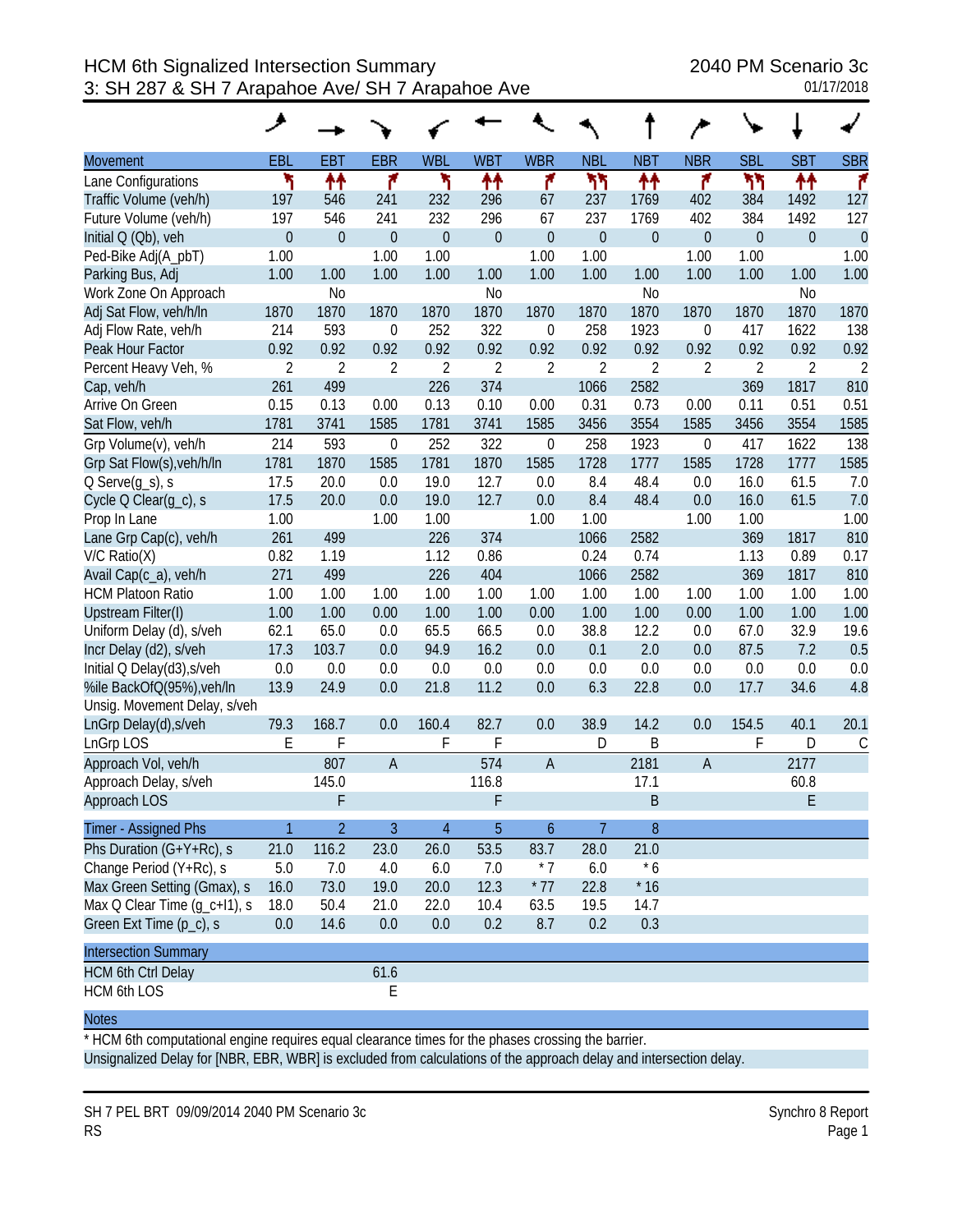# HCM 6th Signalized Intersection Summary
## 3: SH 287 & SH 7 Arapahoe Ave/ SH 7 Arapahoe Ave

2040 PM Scenario 3c
01/17/2018

| Movement | EBL | EBT | EBR | WBL | WBT | WBR | NBL | NBT | NBR | SBL | SBT | SBR |
|---|---|---|---|---|---|---|---|---|---|---|---|---|
| Lane Configurations | | | | | | | | | | | | |
| Traffic Volume (veh/h) | 197 | 546 | 241 | 232 | 296 | 67 | 237 | 1769 | 402 | 384 | 1492 | 127 |
| Future Volume (veh/h) | 197 | 546 | 241 | 232 | 296 | 67 | 237 | 1769 | 402 | 384 | 1492 | 127 |
| Initial Q (Qb), veh | 0 | 0 | 0 | 0 | 0 | 0 | 0 | 0 | 0 | 0 | 0 | 0 |
| Ped-Bike Adj(A_pbT) | 1.00 | | 1.00 | 1.00 | | 1.00 | 1.00 | | 1.00 | 1.00 | | 1.00 |
| Parking Bus, Adj | 1.00 | 1.00 | 1.00 | 1.00 | 1.00 | 1.00 | 1.00 | 1.00 | 1.00 | 1.00 | 1.00 | 1.00 |
| Work Zone On Approach | | No | | | No | | | No | | | No | |
| Adj Sat Flow, veh/h/ln | 1870 | 1870 | 1870 | 1870 | 1870 | 1870 | 1870 | 1870 | 1870 | 1870 | 1870 | 1870 |
| Adj Flow Rate, veh/h | 214 | 593 | 0 | 252 | 322 | 0 | 258 | 1923 | 0 | 417 | 1622 | 138 |
| Peak Hour Factor | 0.92 | 0.92 | 0.92 | 0.92 | 0.92 | 0.92 | 0.92 | 0.92 | 0.92 | 0.92 | 0.92 | 0.92 |
| Percent Heavy Veh, % | 2 | 2 | 2 | 2 | 2 | 2 | 2 | 2 | 2 | 2 | 2 | 2 |
| Cap, veh/h | 261 | 499 | | 226 | 374 | | 1066 | 2582 | | 369 | 1817 | 810 |
| Arrive On Green | 0.15 | 0.13 | 0.00 | 0.13 | 0.10 | 0.00 | 0.31 | 0.73 | 0.00 | 0.11 | 0.51 | 0.51 |
| Sat Flow, veh/h | 1781 | 3741 | 1585 | 1781 | 3741 | 1585 | 3456 | 3554 | 1585 | 3456 | 3554 | 1585 |
| Grp Volume(v), veh/h | 214 | 593 | 0 | 252 | 322 | 0 | 258 | 1923 | 0 | 417 | 1622 | 138 |
| Grp Sat Flow(s),veh/h/ln | 1781 | 1870 | 1585 | 1781 | 1870 | 1585 | 1728 | 1777 | 1585 | 1728 | 1777 | 1585 |
| Q Serve(g_s), s | 17.5 | 20.0 | 0.0 | 19.0 | 12.7 | 0.0 | 8.4 | 48.4 | 0.0 | 16.0 | 61.5 | 7.0 |
| Cycle Q Clear(g_c), s | 17.5 | 20.0 | 0.0 | 19.0 | 12.7 | 0.0 | 8.4 | 48.4 | 0.0 | 16.0 | 61.5 | 7.0 |
| Prop In Lane | 1.00 | | 1.00 | 1.00 | | 1.00 | 1.00 | | 1.00 | 1.00 | | 1.00 |
| Lane Grp Cap(c), veh/h | 261 | 499 | | 226 | 374 | | 1066 | 2582 | | 369 | 1817 | 810 |
| V/C Ratio(X) | 0.82 | 1.19 | | 1.12 | 0.86 | | 0.24 | 0.74 | | 1.13 | 0.89 | 0.17 |
| Avail Cap(c_a), veh/h | 271 | 499 | | 226 | 404 | | 1066 | 2582 | | 369 | 1817 | 810 |
| HCM Platoon Ratio | 1.00 | 1.00 | 1.00 | 1.00 | 1.00 | 1.00 | 1.00 | 1.00 | 1.00 | 1.00 | 1.00 | 1.00 |
| Upstream Filter(I) | 1.00 | 1.00 | 0.00 | 1.00 | 1.00 | 0.00 | 1.00 | 1.00 | 0.00 | 1.00 | 1.00 | 1.00 |
| Uniform Delay (d), s/veh | 62.1 | 65.0 | 0.0 | 65.5 | 66.5 | 0.0 | 38.8 | 12.2 | 0.0 | 67.0 | 32.9 | 19.6 |
| Incr Delay (d2), s/veh | 17.3 | 103.7 | 0.0 | 94.9 | 16.2 | 0.0 | 0.1 | 2.0 | 0.0 | 87.5 | 7.2 | 0.5 |
| Initial Q Delay(d3),s/veh | 0.0 | 0.0 | 0.0 | 0.0 | 0.0 | 0.0 | 0.0 | 0.0 | 0.0 | 0.0 | 0.0 | 0.0 |
| %ile BackOfQ(95%),veh/ln | 13.9 | 24.9 | 0.0 | 21.8 | 11.2 | 0.0 | 6.3 | 22.8 | 0.0 | 17.7 | 34.6 | 4.8 |
| Unsig. Movement Delay, s/veh | | | | | | | | | | | | |
| LnGrp Delay(d),s/veh | 79.3 | 168.7 | 0.0 | 160.4 | 82.7 | 0.0 | 38.9 | 14.2 | 0.0 | 154.5 | 40.1 | 20.1 |
| LnGrp LOS | E | F | | F | F | | D | B | | F | D | C |
| Approach Vol, veh/h | | 807 | A | | 574 | A | | 2181 | A | | 2177 | |
| Approach Delay, s/veh | | 145.0 | | | 116.8 | | | 17.1 | | | 60.8 | |
| Approach LOS | | F | | | F | | | B | | | E | |

| Timer - Assigned Phs | 1 | 2 | 3 | 4 | 5 | 6 | 7 | 8 |
|---|---|---|---|---|---|---|---|---|
| Phs Duration (G+Y+Rc), s | 21.0 | 116.2 | 23.0 | 26.0 | 53.5 | 83.7 | 28.0 | 21.0 |
| Change Period (Y+Rc), s | 5.0 | 7.0 | 4.0 | 6.0 | 7.0 | * 7 | 6.0 | * 6 |
| Max Green Setting (Gmax), s | 16.0 | 73.0 | 19.0 | 20.0 | 12.3 | * 77 | 22.8 | * 16 |
| Max Q Clear Time (g_c+I1), s | 18.0 | 50.4 | 21.0 | 22.0 | 10.4 | 63.5 | 19.5 | 14.7 |
| Green Ext Time (p_c), s | 0.0 | 14.6 | 0.0 | 0.0 | 0.2 | 8.7 | 0.2 | 0.3 |

| Intersection Summary | |
|---|---|
| HCM 6th Ctrl Delay | 61.6 |
| HCM 6th LOS | E |

**Notes**

* HCM 6th computational engine requires equal clearance times for the phases crossing the barrier.

Unsignalized Delay for [NBR, EBR, WBR] is excluded from calculations of the approach delay and intersection delay.